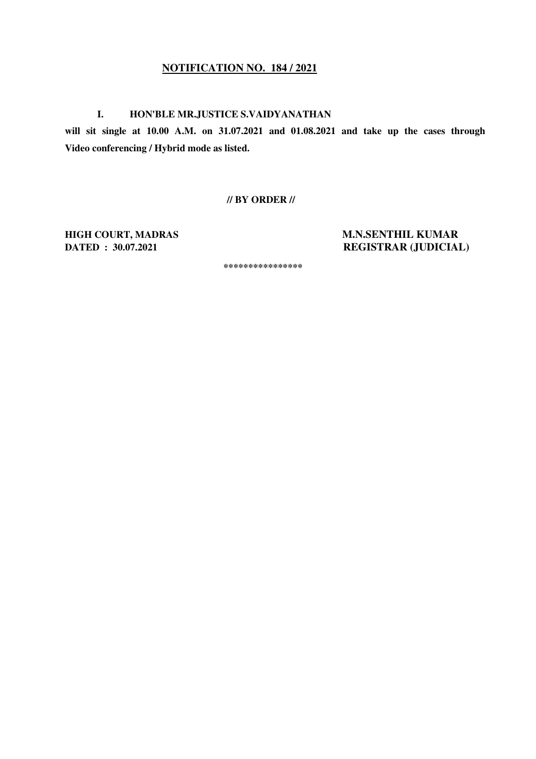## NOTIFICATION NO. 184 / 2021

**I. HON'BLE MR.JUSTICE S.VAIDYANATHAN**

**will sit single at 10.00 A.M. on 31.07.2021 and 01.08.2021 and take up the cases through Video conferencing / Hybrid mode as listed.**

**// BY ORDER //**

**HIGH COURT, MADRAS**
**DATED : 30.07.2021**

**M.N.SENTHIL KUMAR**
**REGISTRAR (JUDICIAL)**

****************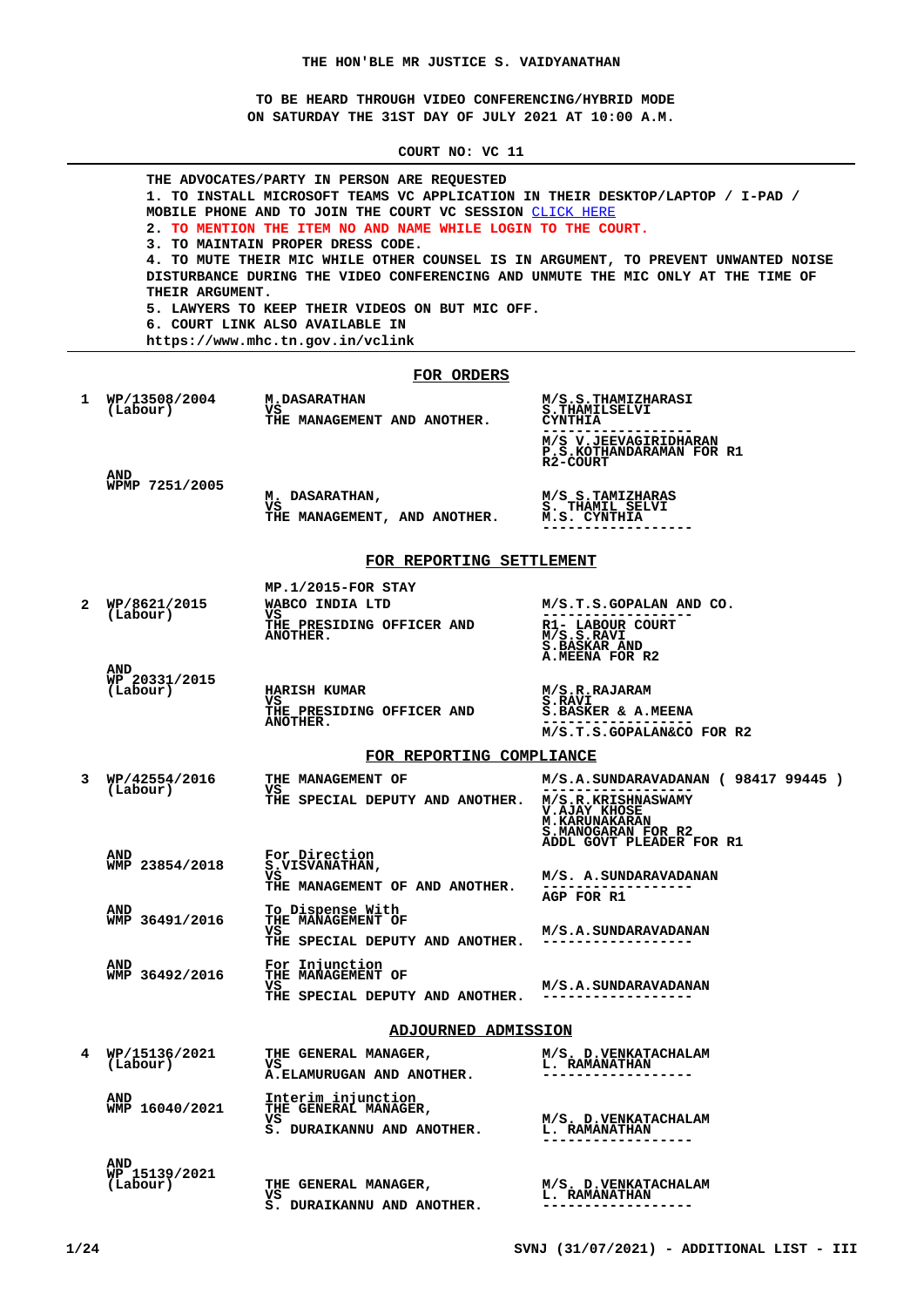THE HON'BLE MR JUSTICE S. VAIDYANATHAN

TO BE HEARD THROUGH VIDEO CONFERENCING/HYBRID MODE
ON SATURDAY THE 31ST DAY OF JULY 2021 AT 10:00 A.M.

COURT NO: VC 11

---

THE ADVOCATES/PARTY IN PERSON ARE REQUESTED
1. TO INSTALL MICROSOFT TEAMS VC APPLICATION IN THEIR DESKTOP/LAPTOP / I-PAD / MOBILE PHONE AND TO JOIN THE COURT VC SESSION CLICK HERE
2. **TO MENTION THE ITEM NO AND NAME WHILE LOGIN TO THE COURT.**
3. TO MAINTAIN PROPER DRESS CODE.
4. TO MUTE THEIR MIC WHILE OTHER COUNSEL IS IN ARGUMENT, TO PREVENT UNWANTED NOISE DISTURBANCE DURING THE VIDEO CONFERENCING AND UNMUTE THE MIC ONLY AT THE TIME OF THEIR ARGUMENT.
5. LAWYERS TO KEEP THEIR VIDEOS ON BUT MIC OFF.
6. COURT LINK ALSO AVAILABLE IN
https://www.mhc.tn.gov.in/vclink

---

## FOR ORDERS

| | | | |
|---|---|---|---|
| 1 | WP/13508/2004 (Labour) | M.DASARATHAN VS THE MANAGEMENT AND ANOTHER. | M/S.S.THAMIZHARASI S.THAMILSELVI CYNTHIA ------------------ M/S V.JEEVAGIRIDHARAN P.S.KOTHANDARAMAN FOR R1 R2-COURT |
| | AND WPMP 7251/2005 | M. DASARATHAN, VS THE MANAGEMENT, AND ANOTHER. | M/S.S.TAMIZHARAS S. THAMIL SELVI M.S. CYNTHIA ------------------ |

## FOR REPORTING SETTLEMENT

| | | | |
|---|---|---|---|
| 2 | WP/8621/2015 (Labour) | MP.1/2015-FOR STAY WABCO INDIA LTD VS THE PRESIDING OFFICER AND ANOTHER. | M/S.T.S.GOPALAN AND CO. ------------------ R1- LABOUR COURT M/S.S.RAVI S.BASKAR AND A.MEENA FOR R2 |
| | AND WP 20331/2015 (Labour) | HARISH KUMAR VS THE PRESIDING OFFICER AND ANOTHER. | M/S.R.RAJARAM S.RAVI S.BASKER & A.MEENA ------------------ M/S.T.S.GOPALAN&CO FOR R2 |

## FOR REPORTING COMPLIANCE

| | | | |
|---|---|---|---|
| 3 | WP/42554/2016 (Labour) | THE MANAGEMENT OF VS THE SPECIAL DEPUTY AND ANOTHER. | M/S.A.SUNDARAVADANAN ( 98417 99445 ) ------------------ M/S.R.KRISHNASWAMY V.AJAY KHOSE M.KARUNAKARAN S.MANOGARAN FOR R2 ADDL GOVT PLEADER FOR R1 |
| | AND WMP 23854/2018 | For Direction S.VISVANATHAN, VS THE MANAGEMENT OF AND ANOTHER. | M/S. A.SUNDARAVADANAN ------------------ AGP FOR R1 |
| | AND WMP 36491/2016 | To Dispense With THE MANAGEMENT OF VS THE SPECIAL DEPUTY AND ANOTHER. | M/S.A.SUNDARAVADANAN ------------------ |
| | AND WMP 36492/2016 | For Injunction THE MANAGEMENT OF VS THE SPECIAL DEPUTY AND ANOTHER. | M/S.A.SUNDARAVADANAN ------------------ |

## ADJOURNED ADMISSION

| | | | |
|---|---|---|---|
| 4 | WP/15136/2021 (Labour) | THE GENERAL MANAGER, VS A.ELAMURUGAN AND ANOTHER. | M/S. D.VENKATACHALAM L. RAMANATHAN ------------------ |
| | AND WMP 16040/2021 | Interim injunction THE GENERAL MANAGER, VS S. DURAIKANNU AND ANOTHER. | M/S. D.VENKATACHALAM L. RAMANATHAN ------------------ |
| | AND WP 15139/2021 (Labour) | THE GENERAL MANAGER, VS S. DURAIKANNU AND ANOTHER. | M/S. D.VENKATACHALAM L. RAMANATHAN ------------------ |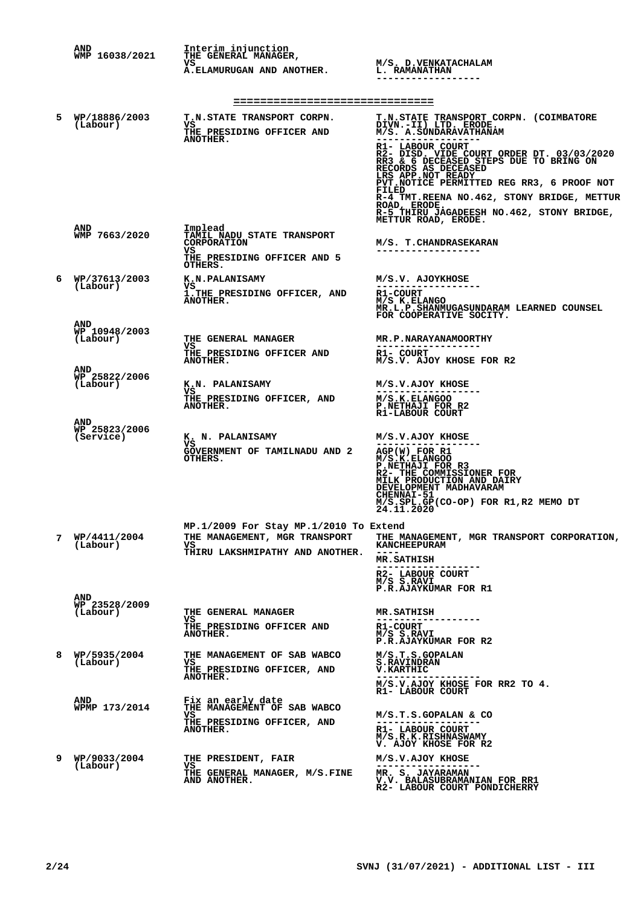| | | | |
|---|---|---|---|
| | AND WMP 16038/2021 | Interim injunction THE GENERAL MANAGER, VS A.ELAMURUGAN AND ANOTHER. | M/S. D.VENKATACHALAM L. RAMANATHAN ------------------ |

==============================

| | | | |
|---|---|---|---|
| 5 | WP/18886/2003 (Labour) | T.N.STATE TRANSPORT CORPN. VS THE PRESIDING OFFICER AND ANOTHER. | T.N.STATE TRANSPORT CORPN. (COIMBATORE DIVN.-II) LTD. ERODE. M/S. A.SUNDARAVATHANAM ------------------ R1- LABOUR COURT R2- DISD. VIDE COURT ORDER DT. 03/03/2020 RR3 & 6 DECEASED STEPS DUE TO BRING ON RECORDS AS DECEASED LRS APP.NOT READY PVT.NOTICE PERMITTED REG RR3, 6 PROOF NOT FILED R-4 TMT.REENA NO.462, STONY BRIDGE, METTUR ROAD, ERODE. R-5 THIRU JAGADEESH NO.462, STONY BRIDGE, METTUR ROAD, ERODE. |
| | AND WMP 7663/2020 | Implead TAMIL NADU STATE TRANSPORT CORPORATION VS THE PRESIDING OFFICER AND 5 OTHERS. | M/S. T.CHANDRASEKARAN ------------------ |
| 6 | WP/37613/2003 (Labour) | K.N.PALANISAMY VS 1.THE PRESIDING OFFICER, AND ANOTHER. | M/S.V. AJOYKHOSE ------------------ R1-COURT M/S K.ELANGO MR.L.P.SHANMUGASUNDARAM LEARNED COUNSEL FOR COOPERATIVE SOCITY. |
| | AND WP 10948/2003 (Labour) | THE GENERAL MANAGER VS THE PRESIDING OFFICER AND ANOTHER. | MR.P.NARAYANAMOORTHY ------------------ R1- COURT M/S.V. AJOY KHOSE FOR R2 |
| | AND WP 25822/2006 (Labour) | K.N. PALANISAMY VS THE PRESIDING OFFICER, AND ANOTHER. | M/S.V.AJOY KHOSE ------------------ M/S.K.ELANGOO P.NETHAJI FOR R2 R1-LABOUR COURT |
| | AND WP 25823/2006 (Service) | K. N. PALANISAMY VS GOVERNMENT OF TAMILNADU AND 2 OTHERS. | M/S.V.AJOY KHOSE ------------------ AGP(W) FOR R1 M/S.K.ELANGOO P.NETHAJI FOR R3 R2- THE COMMISSIONER FOR MILK PRODUCTION AND DAIRY DEVELOPMENT MADHAVARAM CHENNAI-51 M/S.SPL.GP(CO-OP) FOR R1,R2 MEMO DT 24.11.2020 |
| | | MP.1/2009 For Stay MP.1/2010 To Extend | |
| 7 | WP/4411/2004 (Labour) | THE MANAGEMENT, MGR TRANSPORT VS THIRU LAKSHMIPATHY AND ANOTHER. | THE MANAGEMENT, MGR TRANSPORT CORPORATION, KANCHEEPURAM ---- MR.SATHISH ------------------ R2- LABOUR COURT M/S S.RAVI P.R.AJAYKUMAR FOR R1 |
| | AND WP 23528/2009 (Labour) | THE GENERAL MANAGER VS THE PRESIDING OFFICER AND ANOTHER. | MR.SATHISH ------------------ R1-COURT M/S S.RAVI P.R.AJAYKUMAR FOR R2 |
| 8 | WP/5935/2004 (Labour) | THE MANAGEMENT OF SAB WABCO VS THE PRESIDING OFFICER, AND ANOTHER. | M/S.T.S.GOPALAN S.RAVINDRAN V.KARTHIC ------------------ M/S.V.AJOY KHOSE FOR RR2 TO 4. R1- LABOUR COURT |
| | AND WPMP 173/2014 | Fix an early date THE MANAGEMENT OF SAB WABCO VS THE PRESIDING OFFICER, AND ANOTHER. | M/S.T.S.GOPALAN & CO ------------------ R1- LABOUR COURT M/S.R.K.RISHNASWAMY V. AJOY KHOSE FOR R2 |
| 9 | WP/9033/2004 (Labour) | THE PRESIDENT, FAIR VS THE GENERAL MANAGER, M/S.FINE AND ANOTHER. | M/S.V.AJOY KHOSE ------------------ MR. S. JAYARAMAN V.V. BALASUBRAMANIAN FOR RR1 R2- LABOUR COURT PONDICHERRY |

SVNJ (31/07/2021) - ADDITIONAL LIST - III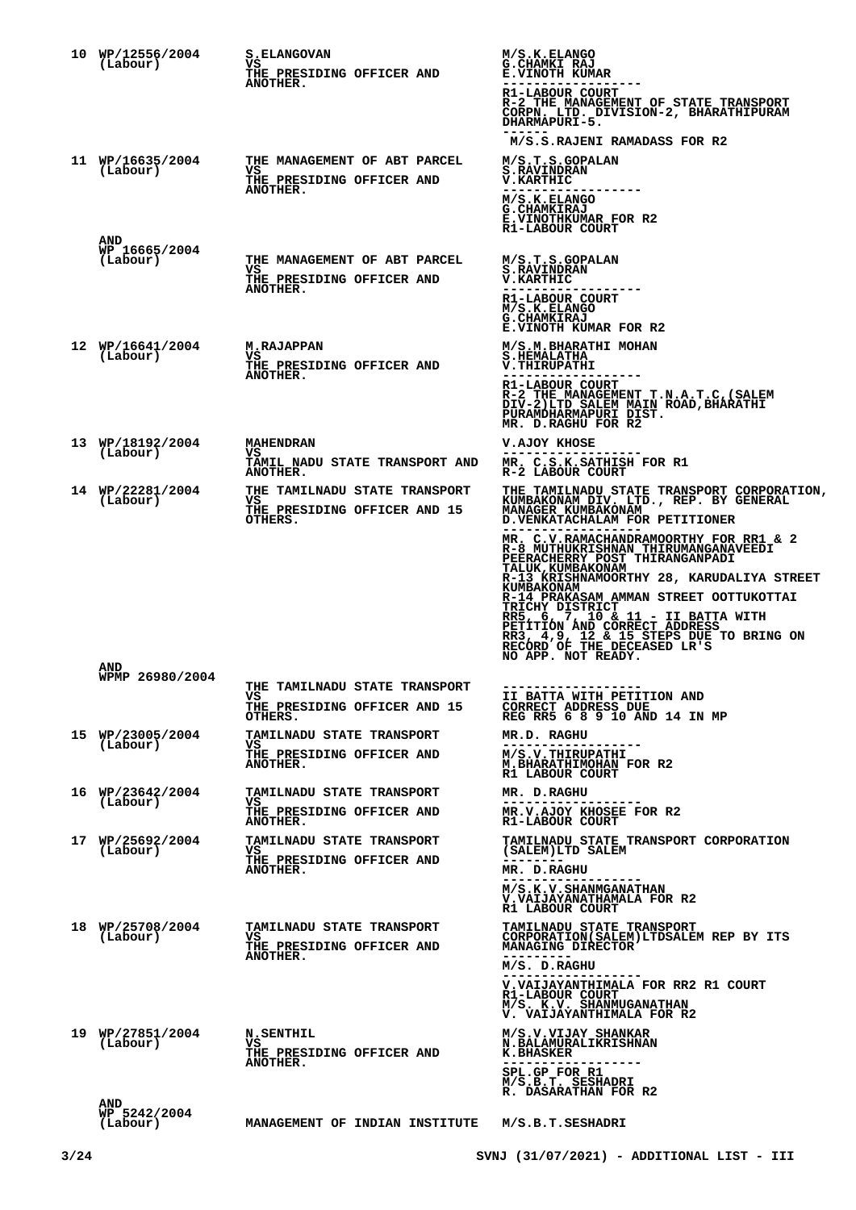| No. | Case No. | Parties | Counsel |
|---|---|---|---|
| 10 | WP/12556/2004 (Labour) | S.ELANGOVAN VS THE PRESIDING OFFICER AND ANOTHER. | M/S.K.ELANGO G.CHAMKI RAJ E.VINOTH KUMAR ------------------ R1-LABOUR COURT R-2 THE MANAGEMENT OF STATE TRANSPORT CORPN., LTD. DIVISION-2, BHARATHIPURAM DHARMAPURI-5. ------ M/S.S.RAJENI RAMADASS FOR R2 |
| 11 | WP/16635/2004 (Labour) | THE MANAGEMENT OF ABT PARCEL VS THE PRESIDING OFFICER AND ANOTHER. | M/S.T.S.GOPALAN S.RAVINDRAN V.KARTHIC ------------------ M/S.K.ELANGO G.CHAMKIRAJ E.VINOTHKUMAR FOR R2 R1-LABOUR COURT |
| | AND WP 16665/2004 (Labour) | THE MANAGEMENT OF ABT PARCEL VS THE PRESIDING OFFICER AND ANOTHER. | M/S.T.S.GOPALAN S.RAVINDRAN V.KARTHIC ------------------ R1-LABOUR COURT M/S.K.ELANGO G.CHAMKIRAJ E.VINOTH KUMAR FOR R2 |
| 12 | WP/16641/2004 (Labour) | M.RAJAPPAN VS THE PRESIDING OFFICER AND ANOTHER. | M/S.M.BHARATHI MOHAN S.HEMALATHA V.THIRUPATHI ------------------ R1-LABOUR COURT R-2 THE MANAGEMENT T.N.A.T.C.(SALEM DIV-2)LTD SALEM MAIN ROAD,BHARATHI PURAMDHARMAPURI DIST. MR. D.RAGHU FOR R2 |
| 13 | WP/18192/2004 (Labour) | MAHENDRAN VS TAMIL NADU STATE TRANSPORT AND ANOTHER. | V.AJOY KHOSE ------------------ MR. C.S.K.SATHISH FOR R1 R-2 LABOUR COURT |
| 14 | WP/22281/2004 (Labour) | THE TAMILNADU STATE TRANSPORT VS THE PRESIDING OFFICER AND 15 OTHERS. | THE TAMILNADU STATE TRANSPORT CORPORATION, KUMBAKONAM DIV. LTD., REP. BY GENERAL MANAGER KUMBAKONAM D.VENKATACHALAM FOR PETITIONER ------------------ MR. C.V.RAMACHANDRAMOORTHY FOR RR1 & 2 R-8 MUTHUKRISHNAN THIRUMANGANAVEEDI PEERACHERRY POST THIRANGANPADI TALUK,KUMBAKONAM R-13 KRISHNAMOORTHY 28, KARUDALIYA STREET KUMBAKONAM R-14 PRAKASAM AMMAN STREET OOTTUKOTTAI TRICHY DISTRICT RR5, 6, 7, 10 & 11 - II BATTA WITH PETITION AND CORRECT ADDRESS RR3, 4,9, 12 & 15 STEPS DUE TO BRING ON RECORD OF THE DECEASED LR'S NO APP. NOT READY. |
| | AND WPMP 26980/2004 | THE TAMILNADU STATE TRANSPORT VS THE PRESIDING OFFICER AND 15 OTHERS. | ------------------ II BATTA WITH PETITION AND CORRECT ADDRESS DUE REG RR5 6 8 9 10 AND 14 IN MP |
| 15 | WP/23005/2004 (Labour) | TAMILNADU STATE TRANSPORT VS THE PRESIDING OFFICER AND ANOTHER. | MR.D. RAGHU ------------------ M/S.V.THIRUPATHI M.BHARATHIMOHAN FOR R2 R1 LABOUR COURT |
| 16 | WP/23642/2004 (Labour) | TAMILNADU STATE TRANSPORT VS THE PRESIDING OFFICER AND ANOTHER. | MR. D.RAGHU ------------------ MR.V.AJOY KHOSEE FOR R2 R1-LABOUR COURT |
| 17 | WP/25692/2004 (Labour) | TAMILNADU STATE TRANSPORT VS THE PRESIDING OFFICER AND ANOTHER. | TAMILNADU STATE TRANSPORT CORPORATION (SALEM)LTD SALEM -------- MR. D.RAGHU ------------------ M/S.K.V.SHANMGANATHAN V.VAIJAYANATHAMALA FOR R2 R1 LABOUR COURT |
| 18 | WP/25708/2004 (Labour) | TAMILNADU STATE TRANSPORT VS THE PRESIDING OFFICER AND ANOTHER. | TAMILNADU STATE TRANSPORT CORPORATION(SALEM)LTDSALEM REP BY ITS MANAGING DIRECTOR --------- M/S. D.RAGHU ------------------ V.VAIJAYANTHIMALA FOR RR2 R1 COURT R1-LABOUR COURT M/S. K.V. SHANMUGANATHAN V. VAIJAYANTHIMALA FOR R2 |
| 19 | WP/27851/2004 (Labour) | N.SENTHIL VS THE PRESIDING OFFICER AND ANOTHER. | M/S.V.VIJAY SHANKAR N.BALAMURALIKRISHNAN K.BHASKER ------------------ SPL.GP FOR R1 M/S.B.T. SESHADRI R. DASARATHAN FOR R2 |
| | AND WP 5242/2004 (Labour) | MANAGEMENT OF INDIAN INSTITUTE | M/S.B.T.SESHADRI |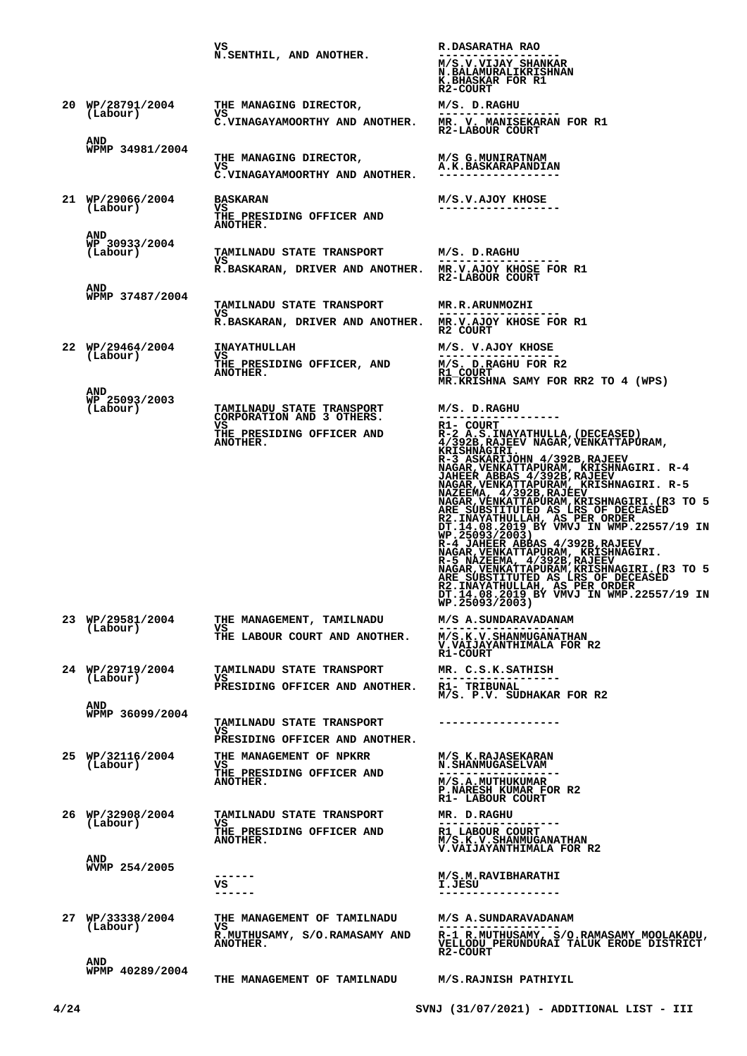| | | | |
|---|---|---|---|
| | | VS<br>N.SENTHIL, AND ANOTHER. | R.DASARATHA RAO<br>------------------<br>M/S.V.VIJAY SHANKAR<br>N.BALAMURALIKRISHNAN<br>K.BHASKAR FOR R1<br>R2-COURT |
| 20 | WP/28791/2004<br>(Labour) | THE MANAGING DIRECTOR,<br>VS<br>C.VINAGAYAMOORTHY AND ANOTHER. | M/S. D.RAGHU<br>------------------<br>MR. V. MANISEKARAN FOR R1<br>R2-LABOUR COURT |
| | AND<br>WPMP 34981/2004 | THE MANAGING DIRECTOR,<br>VS<br>C.VINAGAYAMOORTHY AND ANOTHER. | M/S G.MUNIRATNAM<br>A.K.BASKARAPANDIAN<br>------------------ |
| 21 | WP/29066/2004<br>(Labour) | BASKARAN<br>VS<br>THE PRESIDING OFFICER AND ANOTHER. | M/S.V.AJOY KHOSE<br>------------------ |
| | AND<br>WP 30933/2004<br>(Labour) | TAMILNADU STATE TRANSPORT<br>VS<br>R.BASKARAN, DRIVER AND ANOTHER. | M/S. D.RAGHU<br>------------------<br>MR.V.AJOY KHOSE FOR R1<br>R2-LABOUR COURT |
| | AND<br>WPMP 37487/2004 | TAMILNADU STATE TRANSPORT<br>VS<br>R.BASKARAN, DRIVER AND ANOTHER. | MR.R.ARUNMOZHI<br>------------------<br>MR.V.AJOY KHOSE FOR R1<br>R2 COURT |
| 22 | WP/29464/2004<br>(Labour) | INAYATHULLAH<br>VS<br>THE PRESIDING OFFICER, AND ANOTHER. | M/S. V.AJOY KHOSE<br>------------------<br>M/S. D.RAGHU FOR R2<br>R1 COURT<br>MR.KRISHNA SAMY FOR RR2 TO 4 (WPS) |
| | AND<br>WP 25093/2003<br>(Labour) | TAMILNADU STATE TRANSPORT CORPORATION AND 3 OTHERS.<br>VS<br>THE PRESIDING OFFICER AND ANOTHER. | M/S. D.RAGHU<br>------------------<br>R1- COURT<br>R-2 A.S.INAYATHULLA,(DECEASED) 4/392B,RAJEEV NAGAR,VENKATTAPURAM, KRISHNAGIRI.<br>R-3 ASKARIJOHN 4/392B,RAJEEV NAGAR,VENKATTAPURAM, KRISHNAGIRI. R-4 JAHEER ABBAS 4/392B,RAJEEV NAGAR,VENKATTAPURAM, KRISHNAGIRI. R-5 NAZEEMA, 4/392B,RAJEEV NAGAR,VENKATTAPURAM,KRISHNAGIRI.(R3 TO 5 ARE SUBSTITUTED AS LRS OF DECEASED R2.INAYATHULLAH, AS PER ORDER DT.14.08.2019 BY VMVJ IN WMP.22557/19 IN WP.25093/2003)<br>R-4 JAHEER ABBAS 4/392B,RAJEEV NAGAR,VENKATTAPURAM, KRISHNAGIRI.<br>R-5 NAZEEMA, 4/392B,RAJEEV NAGAR,VENKATTAPURAM,KRISHNAGIRI.(R3 TO 5 ARE SUBSTITUTED AS LRS OF DECEASED R2.INAYATHULLAH, AS PER ORDER DT.14.08.2019 BY VMVJ IN WMP.22557/19 IN WP.25093/2003) |
| 23 | WP/29581/2004<br>(Labour) | THE MANAGEMENT, TAMILNADU<br>VS<br>THE LABOUR COURT AND ANOTHER. | M/S A.SUNDARAVADANAM<br>------------------<br>M/S.K.V.SHANMUGANATHAN<br>V.VAIJAYANTHIMALA FOR R2<br>R1-COURT |
| 24 | WP/29719/2004<br>(Labour) | TAMILNADU STATE TRANSPORT<br>VS<br>PRESIDING OFFICER AND ANOTHER. | MR. C.S.K.SATHISH<br>------------------<br>R1- TRIBUNAL<br>M/S. P.V. SUDHAKAR FOR R2 |
| | AND<br>WPMP 36099/2004 | TAMILNADU STATE TRANSPORT<br>VS<br>PRESIDING OFFICER AND ANOTHER. | ------------------ |
| 25 | WP/32116/2004<br>(Labour) | THE MANAGEMENT OF NPKRR<br>VS<br>THE PRESIDING OFFICER AND ANOTHER. | M/S K.RAJASEKARAN<br>N.SHANMUGASELVAM<br>------------------<br>M/S.A.MUTHUKUMAR<br>P.NARESH KUMAR FOR R2<br>R1- LABOUR COURT |
| 26 | WP/32908/2004<br>(Labour) | TAMILNADU STATE TRANSPORT<br>VS<br>THE PRESIDING OFFICER AND ANOTHER. | MR. D.RAGHU<br>------------------<br>R1 LABOUR COURT<br>M/S.K.V.SHANMUGANATHAN<br>V.VAIJAYANTHIMALA FOR R2 |
| | AND<br>WVMP 254/2005 | ------<br>VS<br>------ | M/S.M.RAVIBHARATHI<br>I.JESU<br>------------------ |
| 27 | WP/33338/2004<br>(Labour) | THE MANAGEMENT OF TAMILNADU<br>VS<br>R.MUTHUSAMY, S/O.RAMASAMY AND ANOTHER. | M/S A.SUNDARAVADANAM<br>------------------<br>R-1 R.MUTHUSAMY, S/O.RAMASAMY MOOLAKADU, VELLODU PERUNDURAI TALUK ERODE DISTRICT<br>R2-COURT |
| | AND<br>WPMP 40289/2004 | THE MANAGEMENT OF TAMILNADU | M/S.RAJNISH PATHIYIL |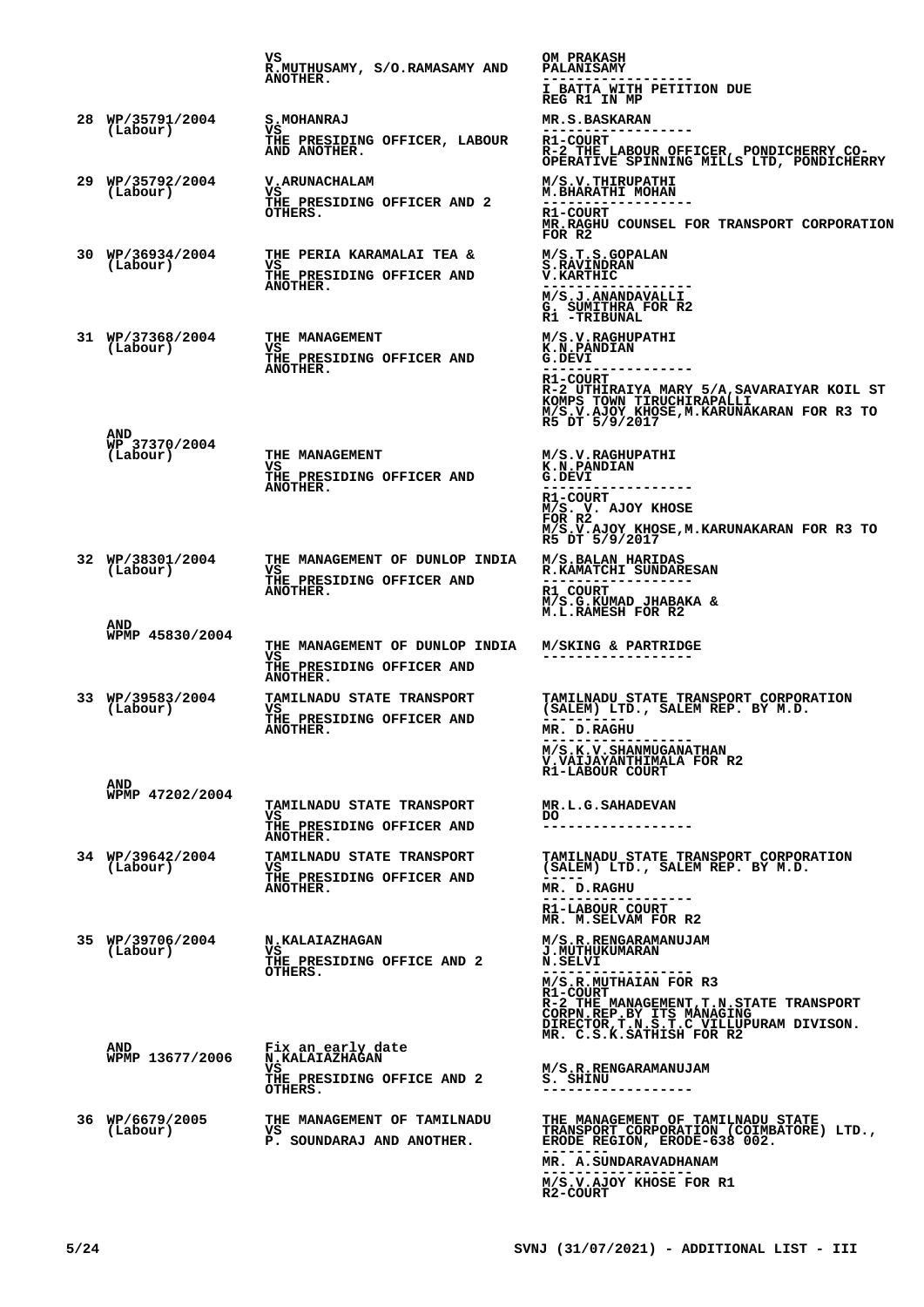| | | | |
|---|---|---|---|
| | | VS<br>R.MUTHUSAMY, S/O.RAMASAMY AND ANOTHER. | OM PRAKASH<br>PALANISAMY<br>------------------<br>I BATTA WITH PETITION DUE<br>REG R1 IN MP |
| 28 | WP/35791/2004<br>(Labour) | S.MOHANRAJ<br>VS<br>THE PRESIDING OFFICER, LABOUR AND ANOTHER. | MR.S.BASKARAN<br>------------------<br>R1-COURT<br>R-2 THE LABOUR OFFICER, PONDICHERRY CO-OPERATIVE SPINNING MILLS LTD, PONDICHERRY |
| 29 | WP/35792/2004<br>(Labour) | V.ARUNACHALAM<br>VS<br>THE PRESIDING OFFICER AND 2 OTHERS. | M/S.V.THIRUPATHI<br>M.BHARATHI MOHAN<br>------------------<br>R1-COURT<br>MR.RAGHU COUNSEL FOR TRANSPORT CORPORATION FOR R2 |
| 30 | WP/36934/2004<br>(Labour) | THE PERIA KARAMALAI TEA &<br>VS<br>THE PRESIDING OFFICER AND ANOTHER. | M/S.T.S.GOPALAN<br>S.RAVINDRAN<br>V.KARTHIC<br>------------------<br>M/S.J.ANANDAVALLI<br>G. SUMITHRA FOR R2<br>R1 -TRIBUNAL |
| 31 | WP/37368/2004<br>(Labour) | THE MANAGEMENT<br>VS<br>THE PRESIDING OFFICER AND ANOTHER. | M/S.V.RAGHUPATHI<br>K.N.PANDIAN<br>G.DEVI<br>------------------<br>R1-COURT<br>R-2 UTHIRAIYA MARY 5/A,SAVARAIYAR KOIL ST KOMPS TOWN TIRUCHIRAPALLI<br>M/S.V.AJOY KHOSE,M.KARUNAKARAN FOR R3 TO R5 DT 5/9/2017 |
| | AND<br>WP 37370/2004<br>(Labour) | THE MANAGEMENT<br>VS<br>THE PRESIDING OFFICER AND ANOTHER. | M/S.V.RAGHUPATHI<br>K.N.PANDIAN<br>G.DEVI<br>------------------<br>R1-COURT<br>M/S. V. AJOY KHOSE<br>FOR R2<br>M/S.V.AJOY KHOSE,M.KARUNAKARAN FOR R3 TO R5 DT 5/9/2017 |
| 32 | WP/38301/2004<br>(Labour) | THE MANAGEMENT OF DUNLOP INDIA<br>VS<br>THE PRESIDING OFFICER AND ANOTHER. | M/S.BALAN HARIDAS<br>R.KAMATCHI SUNDARESAN<br>------------------<br>R1 COURT<br>M/S.G.KUMAD JHABAKA &<br>M.L.RAMESH FOR R2 |
| | AND<br>WPMP 45830/2004 | THE MANAGEMENT OF DUNLOP INDIA<br>VS<br>THE PRESIDING OFFICER AND ANOTHER. | M/SKING & PARTRIDGE<br>------------------ |
| 33 | WP/39583/2004<br>(Labour) | TAMILNADU STATE TRANSPORT<br>VS<br>THE PRESIDING OFFICER AND ANOTHER. | TAMILNADU STATE TRANSPORT CORPORATION (SALEM) LTD., SALEM REP. BY M.D.<br>---------<br>MR. D.RAGHU<br>------------------<br>M/S.K.V.SHANMUGANATHAN<br>V.VAIJAYANTHIMALA FOR R2<br>R1-LABOUR COURT |
| | AND<br>WPMP 47202/2004 | TAMILNADU STATE TRANSPORT<br>VS<br>THE PRESIDING OFFICER AND ANOTHER. | MR.L.G.SAHADEVAN<br>DO<br>------------------ |
| 34 | WP/39642/2004<br>(Labour) | TAMILNADU STATE TRANSPORT<br>VS<br>THE PRESIDING OFFICER AND ANOTHER. | TAMILNADU STATE TRANSPORT CORPORATION (SALEM) LTD., SALEM REP. BY M.D.<br>----<br>MR. D.RAGHU<br>------------------<br>R1-LABOUR COURT<br>MR. M.SELVAM FOR R2 |
| 35 | WP/39706/2004<br>(Labour) | N.KALAIAZHAGAN<br>VS<br>THE PRESIDING OFFICE AND 2 OTHERS. | M/S.R.RENGARAMANUJAM<br>J.MUTHUKUMARAN<br>N.SELVI<br>------------------<br>M/S.R.MUTHAIAN FOR R3<br>R1-COURT<br>R-2 THE MANAGEMENT,T.N.STATE TRANSPORT CORPN.REP.BY ITS MANAGING DIRECTOR,T.N.S.T.C VILLUPURAM DIVISON.<br>MR. C.S.K.SATHISH FOR R2 |
| | AND<br>WPMP 13677/2006 | Fix an early date<br>N.KALAIAZHAGAN<br>VS<br>THE PRESIDING OFFICE AND 2 OTHERS. | M/S.R.RENGARAMANUJAM<br>S. SHINU<br>------------------ |
| 36 | WP/6679/2005<br>(Labour) | THE MANAGEMENT OF TAMILNADU<br>VS<br>P. SOUNDARAJ AND ANOTHER. | THE MANAGEMENT OF TAMILNADU STATE TRANSPORT CORPORATION (COIMBATORE) LTD., ERODE REGION, ERODE-638 002.<br>--------<br>MR. A.SUNDARAVADHANAM<br>------------------<br>M/S.V.AJOY KHOSE FOR R1<br>R2-COURT |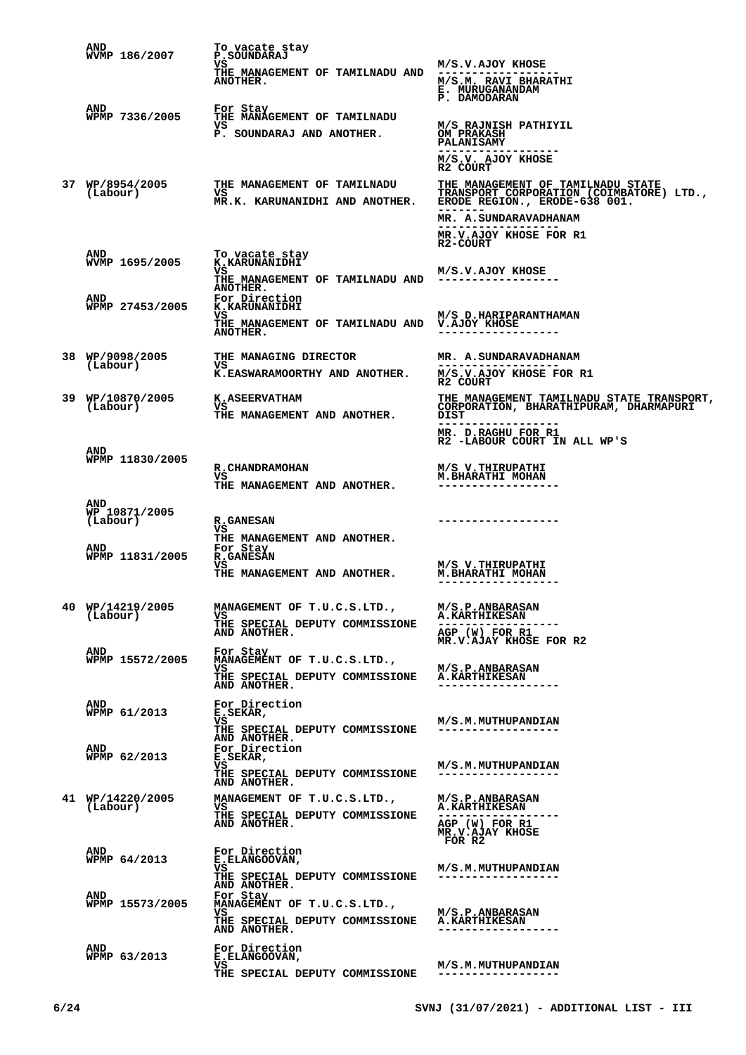| | | | |
|---|---|---|---|
| | AND WVMP 186/2007 | To vacate stay P.SOUNDARAJ VS THE MANAGEMENT OF TAMILNADU AND ANOTHER. | M/S.V.AJOY KHOSE ------------------ M/S.M. RAVI BHARATHI E. MURUGANANDAM P. DAMODARAN |
| | AND WPMP 7336/2005 | For Stay THE MANAGEMENT OF TAMILNADU VS P. SOUNDARAJ AND ANOTHER. | M/S RAJNISH PATHIYIL OM PRAKASH PALANISAMY ------------------ M/S.V. AJOY KHOSE R2 COURT |
| 37 | WP/8954/2005 (Labour) | THE MANAGEMENT OF TAMILNADU VS MR.K. KARUNANIDHI AND ANOTHER. | THE MANAGEMENT OF TAMILNADU STATE TRANSPORT CORPORATION (COIMBATORE) LTD., ERODE REGION., ERODE-638 001. ------- MR. A.SUNDARAVADHANAM ------------------ MR.V.AJOY KHOSE FOR R1 R2-COURT |
| | AND WVMP 1695/2005 | To vacate stay K.KARUNANIDHI VS THE MANAGEMENT OF TAMILNADU AND ANOTHER. | M/S.V.AJOY KHOSE ------------------ |
| | AND WPMP 27453/2005 | For Direction K.KARUNANIDHI VS THE MANAGEMENT OF TAMILNADU AND ANOTHER. | M/S D.HARIPARANTHAMAN V.AJOY KHOSE ------------------ |
| 38 | WP/9098/2005 (Labour) | THE MANAGING DIRECTOR VS K.EASWARAMOORTHY AND ANOTHER. | MR. A.SUNDARAVADHANAM ------------------ M/S.V.AJOY KHOSE FOR R1 R2 COURT |
| 39 | WP/10870/2005 (Labour) | K.ASEERVATHAM VS THE MANAGEMENT AND ANOTHER. | THE MANAGEMENT TAMILNADU STATE TRANSPORT, CORPORATION, BHARATHIPURAM, DHARMAPURI DIST ------------------ MR. D.RAGHU FOR R1 R2 -LABOUR COURT IN ALL WP'S |
| | AND WPMP 11830/2005 | R.CHANDRAMOHAN VS THE MANAGEMENT AND ANOTHER. | M/S V.THIRUPATHI M.BHARATHI MOHAN ------------------ |
| | AND WP 10871/2005 (Labour) | R.GANESAN VS THE MANAGEMENT AND ANOTHER. | ------------------ |
| | AND WPMP 11831/2005 | For Stay R.GANESAN VS THE MANAGEMENT AND ANOTHER. | M/S V.THIRUPATHI M.BHARATHI MOHAN ------------------ |
| 40 | WP/14219/2005 (Labour) | MANAGEMENT OF T.U.C.S.LTD., VS THE SPECIAL DEPUTY COMMISSIONE AND ANOTHER. | M/S.P.ANBARASAN A.KARTHIKESAN ------------------ AGP (W) FOR R1 MR.V.AJAY KHOSE FOR R2 |
| | AND WPMP 15572/2005 | For Stay MANAGEMENT OF T.U.C.S.LTD., VS THE SPECIAL DEPUTY COMMISSIONE AND ANOTHER. | M/S.P.ANBARASAN A.KARTHIKESAN ------------------ |
| | AND WPMP 61/2013 | For Direction E.SEKAR, VS THE SPECIAL DEPUTY COMMISSIONE AND ANOTHER. | M/S.M.MUTHUPANDIAN ------------------ |
| | AND WPMP 62/2013 | For Direction E.SEKAR, VS THE SPECIAL DEPUTY COMMISSIONE AND ANOTHER. | M/S.M.MUTHUPANDIAN ------------------ |
| 41 | WP/14220/2005 (Labour) | MANAGEMENT OF T.U.C.S.LTD., VS THE SPECIAL DEPUTY COMMISSIONE AND ANOTHER. | M/S.P.ANBARASAN A.KARTHIKESAN ------------------ AGP (W) FOR R1 MR.V.AJAY KHOSE FOR R2 |
| | AND WPMP 64/2013 | For Direction E.ELANGOOVAN, VS THE SPECIAL DEPUTY COMMISSIONE AND ANOTHER. | M/S.M.MUTHUPANDIAN ------------------ |
| | AND WPMP 15573/2005 | For Stay MANAGEMENT OF T.U.C.S.LTD., VS THE SPECIAL DEPUTY COMMISSIONE AND ANOTHER. | M/S.P.ANBARASAN A.KARTHIKESAN ------------------ |
| | AND WPMP 63/2013 | For Direction E.ELANGOOVAN, VS THE SPECIAL DEPUTY COMMISSIONE | M/S.M.MUTHUPANDIAN ------------------ |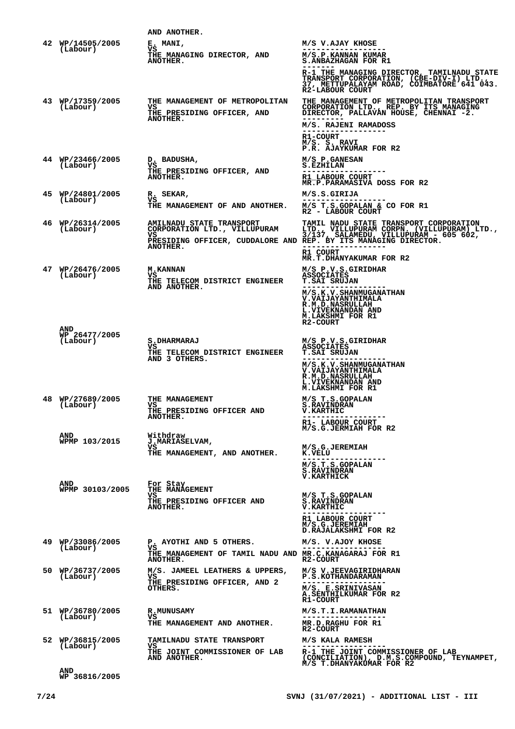AND ANOTHER.

| No. | Case No. | Parties | Counsel |
|---|---|---|---|
| 42 | WP/14505/2005 (Labour) | E. MANI, VS THE MANAGING DIRECTOR, AND ANOTHER. | M/S V.AJAY KHOSE<br>------------------<br>M/S.P.KANNAN KUMAR<br>S.ANBAZHAGAN FOR R1<br>-------<br>R-1 THE MANAGING DIRECTOR, TAMILNADU STATE TRANSPORT CORPORATION, (CBE-DIV-I) LTD., 37, METTUPALAYAM ROAD, COIMBATORE 641 043.<br>R2-LABOUR COURT |
| 43 | WP/17359/2005 (Labour) | THE MANAGEMENT OF METROPOLITAN VS THE PRESIDING OFFICER, AND ANOTHER. | THE MANAGEMENT OF METROPOLITAN TRANSPORT CORPORATION LTD., REP. BY ITS MANAGING DIRECTOR, PALLAVAN HOUSE, CHENNAI -2.<br>---------<br>M/S. RAJENI RAMADOSS<br>------------------<br>R1-COURT<br>M/S. S. RAVI<br>P.R. AJAYKUMAR FOR R2 |
| 44 | WP/23466/2005 (Labour) | D. BADUSHA, VS THE PRESIDING OFFICER, AND ANOTHER. | M/S P.GANESAN<br>S.EZHILAN<br>------------------<br>R1 LABOUR COURT<br>MR.P.PARAMASIVA DOSS FOR R2 |
| 45 | WP/24801/2005 (Labour) | R. SEKAR, VS THE MANAGEMENT OF AND ANOTHER. | M/S.S.GIRIJA<br>------------------<br>M/S T.S.GOPALAN & CO FOR R1<br>R2 - LABOUR COURT |
| 46 | WP/26314/2005 (Labour) | AMILNADU STATE TRANSPORT CORPORATION LTD., VILLUPURAM VS PRESIDING OFFICER, CUDDALORE AND ANOTHER. | TAMIL NADU STATE TRANSPORT CORPORATION LTD., VILLUPURAM CORPN. (VILLUPURAM) LTD., 3/137, SALAMEDU, VILLUPURAM - 605 602, REP. BY ITS MANAGING DIRECTOR.<br>------------------<br>R1 COURT<br>MR.T.DHANYAKUMAR FOR R2 |
| 47 | WP/26476/2005 (Labour) | M.KANNAN VS THE TELECOM DISTRICT ENGINEER AND ANOTHER. | M/S P.V.S.GIRIDHAR ASSOCIATES<br>T.SAI SRUJAN<br>------------------<br>M/S.K.V.SHANMUGANATHAN<br>V.VAIJAYANTHIMALA<br>R.M.D.NASRULLAH<br>L.VIVEKNANDAN AND<br>M.LAKSHMI FOR R1<br>R2-COURT |
| | AND WP 26477/2005 (Labour) | S.DHARMARAJ VS THE TELECOM DISTRICT ENGINEER AND 3 OTHERS. | M/S P.V.S.GIRIDHAR ASSOCIATES<br>T.SAI SRUJAN<br>------------------<br>M/S.K.V.SHANMUGANATHAN<br>V.VAIJAYANTHIMALA<br>R.M.D.NASRULLAH<br>L.VIVEKNANDAN AND<br>M.LAKSHMI FOR R1 |
| 48 | WP/27689/2005 (Labour) | THE MANAGEMENT VS THE PRESIDING OFFICER AND ANOTHER. | M/S T.S.GOPALAN<br>S.RAVINDRAN<br>V.KARTHIC<br>------------------<br>R1- LABOUR COURT<br>M/S.G.JERMIAH FOR R2 |
| | AND WPMP 103/2015 | Withdraw<br>J.MARIASELVAM, VS THE MANAGEMENT, AND ANOTHER. | M/S.G.JEREMIAH<br>K.VELU<br>------------------<br>M/S.T.S.GOPALAN<br>S.RAVINDRAN<br>V.KARTHICK |
| | AND WPMP 30103/2005 | For Stay<br>THE MANAGEMENT VS THE PRESIDING OFFICER AND ANOTHER. | M/S T.S.GOPALAN<br>S.RAVINDRAN<br>V.KARTHIC<br>------------------<br>R1 LABOUR COURT<br>M/S.G.JEREMIAH<br>D.RAJALAKSHMI FOR R2 |
| 49 | WP/33086/2005 (Labour) | P. AYOTHI AND 5 OTHERS. VS THE MANAGEMENT OF TAMIL NADU AND ANOTHER. | M/S. V.AJOY KHOSE<br>------------------<br>MR.C.KANAGARAJ FOR R1<br>R2-COURT |
| 50 | WP/36737/2005 (Labour) | M/S. JAMEEL LEATHERS & UPPERS, VS THE PRESIDING OFFICER, AND 2 OTHERS. | M/S V.JEEVAGIRIDHARAN<br>P.S.KOTHANDARAMAN<br>------------------<br>M/S. E.SRINIVASAN<br>A.SENTHILKUMAR FOR R2<br>R1-COURT |
| 51 | WP/36780/2005 (Labour) | R.MUNUSAMY VS THE MANAGEMENT AND ANOTHER. | M/S.T.I.RAMANATHAN<br>------------------<br>MR.D.RAGHU FOR R1<br>R2-COURT |
| 52 | WP/36815/2005 (Labour) | TAMILNADU STATE TRANSPORT VS THE JOINT COMMISSIONER OF LAB AND ANOTHER. | M/S KALA RAMESH<br>------------------<br>R-1 THE JOINT COMMISSIONER OF LAB (CONCILIATION), D.M.S.COMPOUND, TEYNAMPET,<br>M/S T.DHANYAKUMAR FOR R2 |
| | AND WP 36816/2005 | | |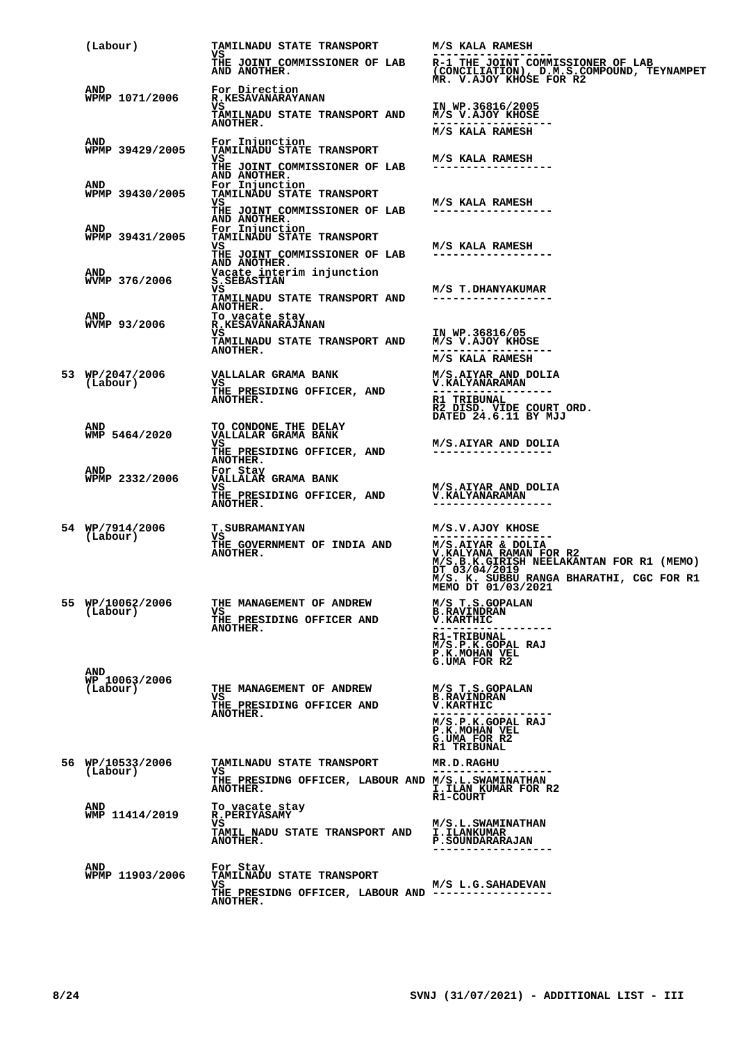| | | | |
|---|---|---|---|
| | (Labour) | TAMILNADU STATE TRANSPORT<br>VS<br>THE JOINT COMMISSIONER OF LAB<br>AND ANOTHER. | M/S KALA RAMESH<br>------------------<br>R-1 THE JOINT COMMISSIONER OF LAB (CONCILIATION), D.M.S.COMPOUND, TEYNAMPET<br>MR. V.AJOY KHOSE FOR R2 |
| | AND<br>WPMP 1071/2006 | For Direction<br>R.KESAVANARAYANAN<br>VS<br>TAMILNADU STATE TRANSPORT AND<br>ANOTHER. | IN WP.36816/2005<br>M/S V.AJOY KHOSE<br>------------------<br>M/S KALA RAMESH |
| | AND<br>WPMP 39429/2005 | For Injunction<br>TAMILNADU STATE TRANSPORT<br>VS<br>THE JOINT COMMISSIONER OF LAB<br>AND ANOTHER. | M/S KALA RAMESH<br>------------------ |
| | AND<br>WPMP 39430/2005 | For Injunction<br>TAMILNADU STATE TRANSPORT<br>VS<br>THE JOINT COMMISSIONER OF LAB<br>AND ANOTHER. | M/S KALA RAMESH<br>------------------ |
| | AND<br>WPMP 39431/2005 | For Injunction<br>TAMILNADU STATE TRANSPORT<br>VS<br>THE JOINT COMMISSIONER OF LAB<br>AND ANOTHER. | M/S KALA RAMESH<br>------------------ |
| | AND<br>WVMP 376/2006 | Vacate interim injunction<br>S.SEBASTIAN<br>VS<br>TAMILNADU STATE TRANSPORT AND<br>ANOTHER. | M/S T.DHANYAKUMAR<br>------------------ |
| | AND<br>WVMP 93/2006 | To vacate stay<br>R.KESAVANARAJANAN<br>VS<br>TAMILNADU STATE TRANSPORT AND<br>ANOTHER. | IN WP.36816/05<br>M/S V.AJOY KHOSE<br>------------------<br>M/S KALA RAMESH |
| 53 | WP/2047/2006<br>(Labour) | VALLALAR GRAMA BANK<br>VS<br>THE PRESIDING OFFICER, AND<br>ANOTHER. | M/S.AIYAR AND DOLIA<br>V.KALYANARAMAN<br>------------------<br>R1 TRIBUNAL<br>R2 DISD. VIDE COURT ORD. DATED 24.6.11 BY MJJ |
| | AND<br>WMP 5464/2020 | TO CONDONE THE DELAY<br>VALLALAR GRAMA BANK<br>VS<br>THE PRESIDING OFFICER, AND<br>ANOTHER. | M/S.AIYAR AND DOLIA<br>------------------ |
| | AND<br>WPMP 2332/2006 | For Stay<br>VALLALAR GRAMA BANK<br>VS<br>THE PRESIDING OFFICER, AND<br>ANOTHER. | M/S.AIYAR AND DOLIA<br>V.KALYANARAMAN<br>------------------ |
| 54 | WP/7914/2006<br>(Labour) | T.SUBRAMANIYAN<br>VS<br>THE GOVERNMENT OF INDIA AND<br>ANOTHER. | M/S.V.AJOY KHOSE<br>------------------<br>M/S.AIYAR & DOLIA<br>V.KALYANA RAMAN FOR R2<br>M/S.B.K.GIRISH NEELAKANTAN FOR R1 (MEMO) DT 03/04/2019<br>M/S. K. SUBBU RANGA BHARATHI, CGC FOR R1 MEMO DT 01/03/2021 |
| 55 | WP/10062/2006<br>(Labour) | THE MANAGEMENT OF ANDREW<br>VS<br>THE PRESIDING OFFICER AND<br>ANOTHER. | M/S T.S.GOPALAN<br>B.RAVINDRAN<br>V.KARTHIC<br>------------------<br>R1-TRIBUNAL<br>M/S.P.K.GOPAL RAJ<br>P.K.MOHAN VEL<br>G.UMA FOR R2 |
| | AND<br>WP 10063/2006<br>(Labour) | THE MANAGEMENT OF ANDREW<br>VS<br>THE PRESIDING OFFICER AND<br>ANOTHER. | M/S T.S.GOPALAN<br>B.RAVINDRAN<br>V.KARTHIC<br>------------------<br>M/S.P.K.GOPAL RAJ<br>P.K.MOHAN VEL<br>G.UMA FOR R2<br>R1 TRIBUNAL |
| 56 | WP/10533/2006<br>(Labour) | TAMILNADU STATE TRANSPORT<br>VS<br>THE PRESIDNG OFFICER, LABOUR AND<br>ANOTHER. | MR.D.RAGHU<br>------------------<br>M/S.L.SWAMINATHAN<br>I.ILAN KUMAR FOR R2<br>R1-COURT |
| | AND<br>WMP 11414/2019 | To vacate stay<br>R.PERIYASAMY<br>VS<br>TAMIL NADU STATE TRANSPORT AND<br>ANOTHER. | M/S.L.SWAMINATHAN<br>I.ILANKUMAR<br>P.SOUNDARARAJAN<br>------------------ |
| | AND<br>WPMP 11903/2006 | For Stay<br>TAMILNADU STATE TRANSPORT<br>VS<br>THE PRESIDNG OFFICER, LABOUR AND<br>ANOTHER. | M/S L.G.SAHADEVAN<br>------------------ |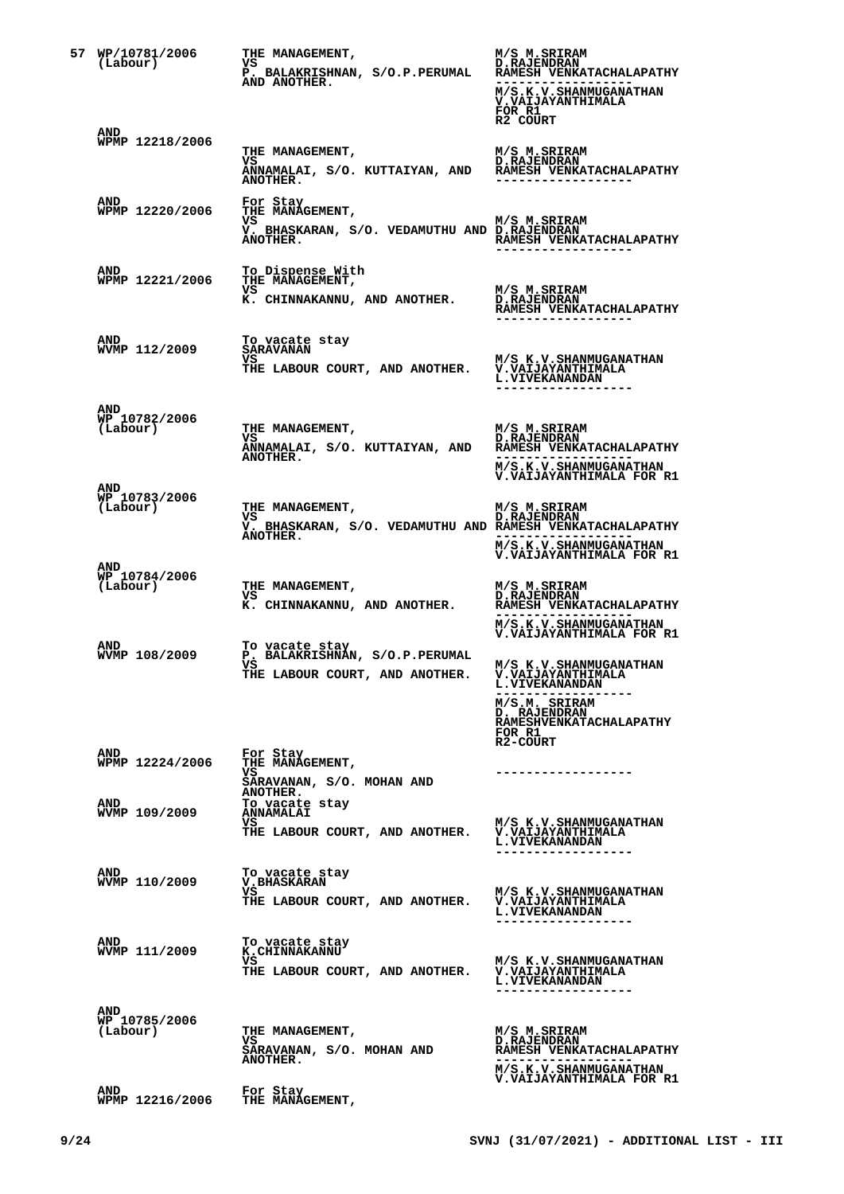| | | | |
|---|---|---|---|
| 57 | WP/10781/2006 (Labour) | THE MANAGEMENT, VS P. BALAKRISHNAN, S/O.P.PERUMAL AND ANOTHER. | M/S M.SRIRAM D.RAJENDRAN RAMESH VENKATACHALAPATHY ------------------ M/S.K.V.SHANMUGANATHAN V.VAIJAYANTHIMALA FOR R1 R2 COURT |
| | AND WPMP 12218/2006 | THE MANAGEMENT, VS ANNAMALAI, S/O. KUTTAIYAN, AND ANOTHER. | M/S M.SRIRAM D.RAJENDRAN RAMESH VENKATACHALAPATHY ------------------ |
| | AND WPMP 12220/2006 | For Stay THE MANAGEMENT, VS V. BHASKARAN, S/O. VEDAMUTHU AND ANOTHER. | M/S M.SRIRAM D.RAJENDRAN RAMESH VENKATACHALAPATHY ------------------ |
| | AND WPMP 12221/2006 | To Dispense With THE MANAGEMENT, VS K. CHINNAKANNU, AND ANOTHER. | M/S M.SRIRAM D.RAJENDRAN RAMESH VENKATACHALAPATHY ------------------ |
| | AND WVMP 112/2009 | To vacate stay SARAVANAN VS THE LABOUR COURT, AND ANOTHER. | M/S K.V.SHANMUGANATHAN V.VAIJAYANTHIMALA L.VIVEKANANDAN ------------------ |
| | AND WP 10782/2006 (Labour) | THE MANAGEMENT, VS ANNAMALAI, S/O. KUTTAIYAN, AND ANOTHER. | M/S M.SRIRAM D.RAJENDRAN RAMESH VENKATACHALAPATHY ------------------ M/S.K.V.SHANMUGANATHAN V.VAIJAYANTHIMALA FOR R1 |
| | AND WP 10783/2006 (Labour) | THE MANAGEMENT, VS V. BHASKARAN, S/O. VEDAMUTHU AND ANOTHER. | M/S M.SRIRAM D.RAJENDRAN RAMESH VENKATACHALAPATHY ------------------ M/S.K.V.SHANMUGANATHAN V.VAIJAYANTHIMALA FOR R1 |
| | AND WP 10784/2006 (Labour) | THE MANAGEMENT, VS K. CHINNAKANNU, AND ANOTHER. | M/S M.SRIRAM D.RAJENDRAN RAMESH VENKATACHALAPATHY ------------------ M/S.K.V.SHANMUGANATHAN V.VAIJAYANTHIMALA FOR R1 |
| | AND WVMP 108/2009 | To vacate stay P. BALAKRISHNAN, S/O.P.PERUMAL VS THE LABOUR COURT, AND ANOTHER. | M/S K.V.SHANMUGANATHAN V.VAIJAYANTHIMALA L.VIVEKANANDAN ------------------ M/S.M. SRIRAM D. RAJENDRAN RAMESHVENKATACHALAPATHY FOR R1 R2-COURT |
| | AND WPMP 12224/2006 | For Stay THE MANAGEMENT, VS SARAVANAN, S/O. MOHAN AND ANOTHER. | ------------------ |
| | AND WVMP 109/2009 | To vacate stay ANNAMALAI VS THE LABOUR COURT, AND ANOTHER. | M/S K.V.SHANMUGANATHAN V.VAIJAYANTHIMALA L.VIVEKANANDAN ------------------ |
| | AND WVMP 110/2009 | To vacate stay V.BHASKARAN VS THE LABOUR COURT, AND ANOTHER. | M/S K.V.SHANMUGANATHAN V.VAIJAYANTHIMALA L.VIVEKANANDAN ------------------ |
| | AND WVMP 111/2009 | To vacate stay K.CHINNAKANNU VS THE LABOUR COURT, AND ANOTHER. | M/S K.V.SHANMUGANATHAN V.VAIJAYANTHIMALA L.VIVEKANANDAN ------------------ |
| | AND WP 10785/2006 (Labour) | THE MANAGEMENT, VS SARAVANAN, S/O. MOHAN AND ANOTHER. | M/S M.SRIRAM D.RAJENDRAN RAMESH VENKATACHALAPATHY ------------------ M/S.K.V.SHANMUGANATHAN V.VAIJAYANTHIMALA FOR R1 |
| | AND WPMP 12216/2006 | For Stay THE MANAGEMENT, | |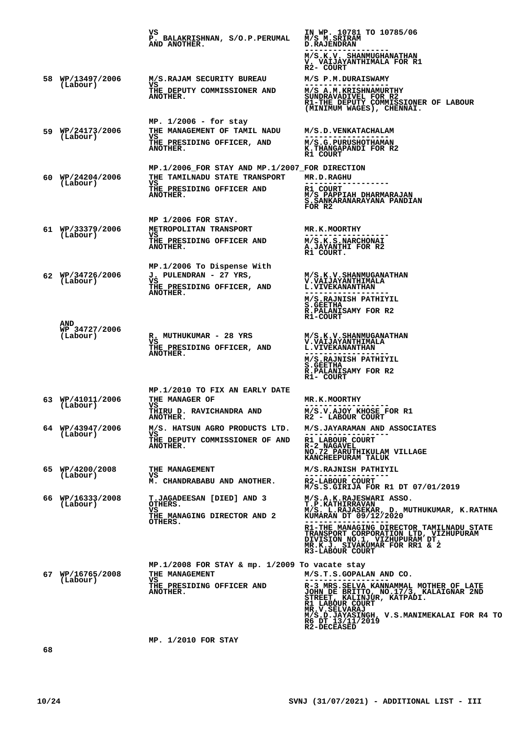| | | | |
|---|---|---|---|
| | | VS<br>P. BALAKRISHNAN, S/O.P.PERUMAL AND ANOTHER. | IN WP. 10781 TO 10785/06<br>M/S M.SRIRAM<br>D.RAJENDRAN<br>------------------<br>M/S.K.V. SHANMUGHANATHAN<br>V. VAIJAYANTHIMALA FOR R1<br>R2- COURT |
| 58 | WP/13497/2006 (Labour) | M/S.RAJAM SECURITY BUREAU<br>VS<br>THE DEPUTY COMMISSIONER AND ANOTHER. | M/S P.M.DURAISWAMY<br>------------------<br>M/S A.M.KRISHNAMURTHY<br>SUNDRAVADIVEL FOR R2<br>R1-THE DEPUTY COMMISSIONER OF LABOUR (MINIMUM WAGES), CHENNAI. |
| | | MP. 1/2006 - for stay | |
| 59 | WP/24173/2006 (Labour) | THE MANAGEMENT OF TAMIL NADU<br>VS<br>THE PRESIDING OFFICER, AND ANOTHER. | M/S.D.VENKATACHALAM<br>------------------<br>M/S.G.PURUSHOTHAMAN<br>K.THANGAPANDI FOR R2<br>R1 COURT |
| | | MP.1/2006_FOR STAY AND MP.1/2007_FOR DIRECTION | |
| 60 | WP/24204/2006 (Labour) | THE TAMILNADU STATE TRANSPORT<br>VS<br>THE PRESIDING OFFICER AND ANOTHER. | MR.D.RAGHU<br>------------------<br>R1 COURT<br>M/S PAPPIAH DHARMARAJAN<br>S.SANKARANARAYANA PANDIAN FOR R2 |
| | | MP 1/2006 FOR STAY. | |
| 61 | WP/33379/2006 (Labour) | METROPOLITAN TRANSPORT<br>VS<br>THE PRESIDING OFFICER AND ANOTHER. | MR.K.MOORTHY<br>------------------<br>M/S.K.S.NARCHONAI<br>A.JAYANTHI FOR R2<br>R1 COURT. |
| | | MP.1/2006 To Dispense With | |
| 62 | WP/34726/2006 (Labour) | J. PULENDRAN - 27 YRS,<br>VS<br>THE PRESIDING OFFICER, AND ANOTHER. | M/S.K.V.SHANMUGANATHAN<br>V.VAIJAYANTHIMALA<br>L.VIVEKANANTHAN<br>------------------<br>M/S.RAJNISH PATHIYIL<br>S.GEETHA<br>R.PALANISAMY FOR R2<br>R1-COURT |
| | AND<br>WP 34727/2006 (Labour) | R. MUTHUKUMAR - 28 YRS<br>VS<br>THE PRESIDING OFFICER, AND ANOTHER. | M/S.K.V.SHANMUGANATHAN<br>V.VAIJAYANTHIMALA<br>L.VIVEKANANTHAN<br>------------------<br>M/S.RAJNISH PATHIYIL<br>S.GEETHA<br>R.PALANISAMY FOR R2<br>R1- COURT |
| | | MP.1/2010 TO FIX AN EARLY DATE | |
| 63 | WP/41011/2006 (Labour) | THE MANAGER OF<br>VS<br>THIRU D. RAVICHANDRA AND ANOTHER. | MR.K.MOORTHY<br>------------------<br>M/S.V.AJOY KHOSE FOR R1<br>R2 - LABOUR COURT |
| 64 | WP/43947/2006 (Labour) | M/S. HATSUN AGRO PRODUCTS LTD.<br>VS<br>THE DEPUTY COMMISSIONER OF AND ANOTHER. | M/S.JAYARAMAN AND ASSOCIATES<br>------------------<br>R1 LABOUR COURT<br>R-2 NAGAVEL<br>NO.72 PARUTHIKULAM VILLAGE<br>KANCHEEPURAM TALUK |
| 65 | WP/4200/2008 (Labour) | THE MANAGEMENT<br>VS<br>M. CHANDRABABU AND ANOTHER. | M/S.RAJNISH PATHIYIL<br>------------------<br>R2-LABOUR COURT<br>M/S.S.GIRIJA FOR R1 DT 07/01/2019 |
| 66 | WP/16333/2008 (Labour) | T.JAGADEESAN [DIED] AND 3 OTHERS.<br>VS<br>THE MANAGING DIRECTOR AND 2 OTHERS. | M/S.A.K.RAJESWARI ASSO.<br>T.P.KATHIRRAVAN<br>M/S. L.RAJASEKAR, D. MUTHUKUMAR, K.RATHNA KUMARAN DT 09/12/2020<br>------------------<br>R1-THE MANAGING DIRECTOR TAMILNADU STATE TRANSPORT CORPORATION LTD, VIZHUPURAM DIVISION NO.1, VIZHUPURAM DT.<br>MR.K.J. SIVAKUMAR FOR RR1 & 2<br>R3-LABOUR COURT |
| | | MP.1/2008 FOR STAY & mp. 1/2009 To vacate stay | |
| 67 | WP/16765/2008 (Labour) | THE MANAGEMENT<br>VS<br>THE PRESIDING OFFICER AND ANOTHER. | M/S.T.S.GOPALAN AND CO.<br>------------------<br>R-3 MRS.SELVA KANNAMMAL MOTHER OF LATE JOHN DE BRITTO, NO.17/3, KALAIGNAR 2ND STREET, KALINJUR, KATPADI.<br>R1 LABOUR COURT<br>MR.V.SELVARAJ<br>M/S.D.JAYASINGH, V.S.MANIMEKALAI FOR R4 TO R6 DT 13/11/2019<br>R2-DECEASED |
| | | MP. 1/2010 FOR STAY | |
| 68 | | | |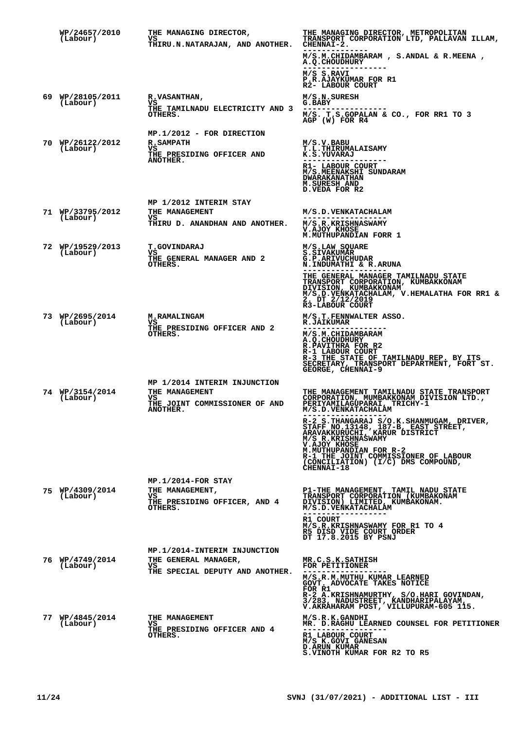| No. | Case No. | Parties | Advocates |
|---|---|---|---|
| | WP/24657/2010 (Labour) | THE MANAGING DIRECTOR, VS THIRU.N.NATARAJAN, AND ANOTHER. | THE MANAGING DIRECTOR, METROPOLITAN TRANSPORT CORPORATION LTD, PALLAVAN ILLAM, CHENNAI-2.<br>--------------<br>M/S.M.CHIDAMBARAM , S.ANDAL & R.MEENA , A.Q.CHOUDHURY<br>------------------<br>M/S S.RAVI<br>P.R.AJAYKUMAR FOR R1<br>R2- LABOUR COURT |
| 69 | WP/28105/2011 (Labour) | R.VASANTHAN, VS THE TAMILNADU ELECTRICITY AND 3 OTHERS. | M/S.N.SURESH<br>G.BABY<br>------------------<br>M/S. T.S.GOPALAN & CO., FOR RR1 TO 3<br>AGP (W) FOR R4 |
| | | MP.1/2012 - FOR DIRECTION | |
| 70 | WP/26122/2012 (Labour) | R.SAMPATH VS THE PRESIDING OFFICER AND ANOTHER. | M/S.V.BABU<br>T.L.THIRUMALAISAMY<br>K.S.YUVARAJ<br>------------------<br>R1- LABOUR COURT<br>M/S.MEENAKSHI SUNDARAM<br>DWARAKANATHAN<br>M.SURESH AND<br>D.VEDA FOR R2 |
| | | MP 1/2012 INTERIM STAY | |
| 71 | WP/33795/2012 (Labour) | THE MANAGEMENT VS THIRU D. ANANDHAN AND ANOTHER. | M/S.D.VENKATACHALAM<br>------------------<br>M/S.R.KRISHNASWAMY<br>V.AJOY KHOSE<br>M.MUTHUPANDIAN FORR 1 |
| 72 | WP/19529/2013 (Labour) | T.GOVINDARAJ VS THE GENERAL MANAGER AND 2 OTHERS. | M/S.LAW SQUARE<br>S.SIVAKUMAR<br>G.P.ARIVUCHUDAR<br>N.INDUMATHI & R.ARUNA<br>------------------<br>THE GENERAL MANAGER TAMILNADU STATE TRANSPORT CORPORATION, KUMBAKKONAM DIVISION, KUMBAKKONAM<br>M/S.D.VENKATACHALAM, V.HEMALATHA FOR RR1 & 2 DT 2/12/2019<br>R3-LABOUR COURT |
| 73 | WP/2695/2014 (Labour) | M.RAMALINGAM VS THE PRESIDING OFFICER AND 2 OTHERS. | M/S.T.FENNWALTER ASSO.<br>R.JAIKUMAR<br>------------------<br>M/S.M.CHIDAMBARAM<br>A.Q.CHOUDHURY<br>R.PAVITHRA FOR R2<br>R-1 LABOUR COURT<br>R-3 THE STATE OF TAMILNADU REP. BY ITS SECRETARY, TRANSPORT DEPARTMENT, FORT ST. GEORGE, CHENNAI-9 |
| | | MP 1/2014 INTERIM INJUNCTION | |
| 74 | WP/3154/2014 (Labour) | THE MANAGEMENT VS THE JOINT COMMISSIONER OF AND ANOTHER. | THE MANAGEMENT TAMILNADU STATE TRANSPORT CORPORATION, MUMBAKKONAM DIVISION LTD., PERIYAMILAGUPARAI, TRICHY-1<br>M/S.D.VENKATACHALAM<br>------------------<br>R-2 S.THANGARAJ S/O.K.SHANMUGAM, DRIVER, STAFF NO.13148, 187-B, EAST STREET, ARAVAKKURUCHI, KARUR DISTRICT<br>M/S R.KRISHNASWAMY<br>V.AJOY KHOSE<br>M.MUTHUPANDIAN FOR R-2<br>R-1 THE JOINT COMMISSIONER OF LABOUR (CONCILIATION) (I/C) DMS COMPOUND, CHENNAI-18 |
| | | MP.1/2014-FOR STAY | |
| 75 | WP/4309/2014 (Labour) | THE MANAGEMENT, VS THE PRESIDING OFFICER, AND 4 OTHERS. | P1-THE MANAGEMENT, TAMIL NADU STATE TRANSPORT CORPORATION (KUMBAKONAM DIVISION) LIMITED, KUMBAKONAM.<br>M/S.D.VENKATACHALAM<br>------------------<br>R1 COURT<br>M/S.R.KRISHNASWAMY FOR R1 TO 4<br>R5 DISD VIDE COURT ORDER DT 17.8.2015 BY PSNJ |
| | | MP.1/2014-INTERIM INJUNCTION | |
| 76 | WP/4749/2014 (Labour) | THE GENERAL MANAGER, VS THE SPECIAL DEPUTY AND ANOTHER. | MR.C.S.K.SATHISH<br>FOR PETITIONER<br>------------------<br>M/S.R.M.MUTHU KUMAR LEARNED GOVT. ADVOCATE TAKES NOTICE FOR R1<br>R-2 A.KRISHNAMURTHY, S/O.HARI GOVINDAN, 3/283, NADUSTREET, KANDHARIPALAYAM, V.AKRAHARAM POST, VILLUPURAM-605 115. |
| 77 | WP/4845/2014 (Labour) | THE MANAGEMENT VS THE PRESIDING OFFICER AND 4 OTHERS. | M/S.R.K.GANDHI<br>MR. D.RAGHU LEARNED COUNSEL FOR PETITIONER<br>------------------<br>R1 LABOUR COURT<br>M/S K.GOVI GANESAN<br>D.ARUN KUMAR<br>S.VINOTH KUMAR FOR R2 TO R5 |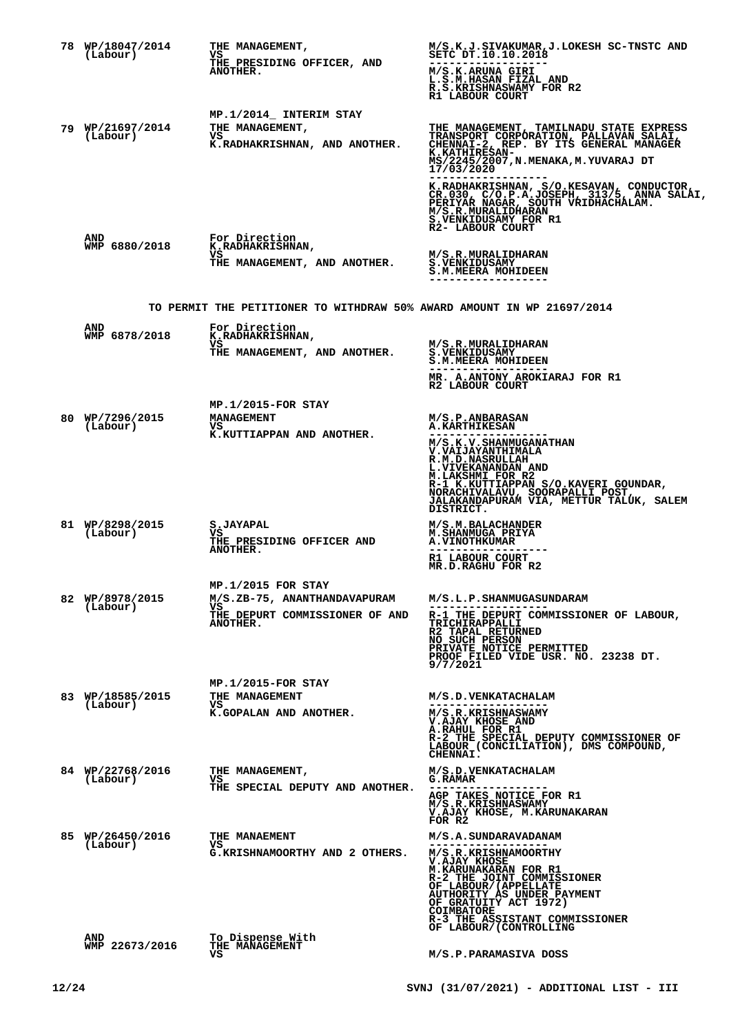| No. | Case No. | Parties | Counsel |
|---|---|---|---|
| 78 | WP/18047/2014 (Labour) | THE MANAGEMENT, VS THE PRESIDING OFFICER, AND ANOTHER. | M/S.K.J.SIVAKUMAR,J.LOKESH SC-TNSTC AND SETC DT.10.10.2018 ------------------ M/S.K.ARUNA GIRI L.S.M.HASAN FIZAL AND R.S.KRISHNASWAMY FOR R2 R1 LABOUR COURT |
| | | MP.1/2014_ INTERIM STAY | |
| 79 | WP/21697/2014 (Labour) | THE MANAGEMENT, VS K.RADHAKRISHNAN, AND ANOTHER. | THE MANAGEMENT, TAMILNADU STATE EXPRESS TRANSPORT CORPORATION, PALLAVAN SALAI, CHENNAI-2, REP. BY ITS GENERAL MANAGER K.KATHIRESAN-MS/2245/2007,N.MENAKA,M.YUVARAJ DT 17/03/2020 ------------------ K.RADHAKRISHNAN, S/O.KESAVAN, CONDUCTOR, CR.030, C/O.P.A.JOSEPH, 313/5, ANNA SALAI, PERIYAR NAGAR, SOUTH VRIDHACHALAM. M/S.R.MURALIDHARAN S.VENKIDUSAMY FOR R1 R2- LABOUR COURT |
| | AND WMP 6880/2018 | For Direction K.RADHAKRISHNAN, VS THE MANAGEMENT, AND ANOTHER. | M/S.R.MURALIDHARAN S.VENKIDUSAMY S.M.MEERA MOHIDEEN ------------------ |

TO PERMIT THE PETITIONER TO WITHDRAW 50% AWARD AMOUNT IN WP 21697/2014

| No. | Case No. | Parties | Counsel |
|---|---|---|---|
| | AND WMP 6878/2018 | For Direction K.RADHAKRISHNAN, VS THE MANAGEMENT, AND ANOTHER. | M/S.R.MURALIDHARAN S.VENKIDUSAMY S.M.MEERA MOHIDEEN ------------------ MR. A.ANTONY AROKIARAJ FOR R1 R2 LABOUR COURT |
| | | MP.1/2015-FOR STAY | |
| 80 | WP/7296/2015 (Labour) | MANAGEMENT VS K.KUTTIAPPAN AND ANOTHER. | M/S.P.ANBARASAN A.KARTHIKESAN ------------------ M/S.K.V.SHANMUGANATHAN V.VAIJAYANTHIMALA R.M.D.NASRULLAH L.VIVEKANANDAN AND M.LAKSHMI FOR R2 R-1 K.KUTTIAPPAN S/O.KAVERI GOUNDAR, NORACHIVALAVU, SOORAPALLI POST, JALAKANDAPURAM VIA, METTUR TALUK, SALEM DISTRICT. |
| 81 | WP/8298/2015 (Labour) | S.JAYAPAL VS THE PRESIDING OFFICER AND ANOTHER. | M/S.M.BALACHANDER M.SHANMUGA PRIYA A.VINOTHKUMAR ------------------ R1 LABOUR COURT MR.D.RAGHU FOR R2 |
| | | MP.1/2015 FOR STAY | |
| 82 | WP/8978/2015 (Labour) | M/S.ZB-75, ANANTHANDAVAPURAM VS THE DEPURT COMMISSIONER OF AND ANOTHER. | M/S.L.P.SHANMUGASUNDARAM ------------------ R-1 THE DEPURT COMMISSIONER OF LABOUR, TRICHIRAPPALLI R2 TAPAL RETURNED NO SUCH PERSON PRIVATE NOTICE PERMITTED PROOF FILED VIDE USR. NO. 23238 DT. 9/7/2021 |
| | | MP.1/2015-FOR STAY | |
| 83 | WP/18585/2015 (Labour) | THE MANAGEMENT VS K.GOPALAN AND ANOTHER. | M/S.D.VENKATACHALAM ------------------ M/S.R.KRISHNASWAMY V.AJAY KHOSE AND A.RAHUL FOR R1 R-2 THE SPECIAL DEPUTY COMMISSIONER OF LABOUR (CONCILIATION), DMS COMPOUND, CHENNAI. |
| 84 | WP/22768/2016 (Labour) | THE MANAGEMENT, VS THE SPECIAL DEPUTY AND ANOTHER. | M/S.D.VENKATACHALAM G.RAMAR ------------------ AGP TAKES NOTICE FOR R1 M/S.R.KRISHNASWAMY V.AJAY KHOSE, M.KARUNAKARAN FOR R2 |
| 85 | WP/26450/2016 (Labour) | THE MANAEMENT VS G.KRISHNAMOORTHY AND 2 OTHERS. | M/S.A.SUNDARAVADANAM ------------------ M/S.R.KRISHNAMOORTHY V.AJAY KHOSE M.KARUNAKARAN FOR R1 R-2 THE JOINT COMMISSIONER OF LABOUR/(APPELLATE AUTHORITY AS UNDER PAYMENT OF GRATUITY ACT 1972) COIMBATORE R-3 THE ASSISTANT COMMISSIONER OF LABOUR/(CONTROLLING |
| | AND WMP 22673/2016 | To Dispense With THE MANAGEMENT VS | M/S.P.PARAMASIVA DOSS |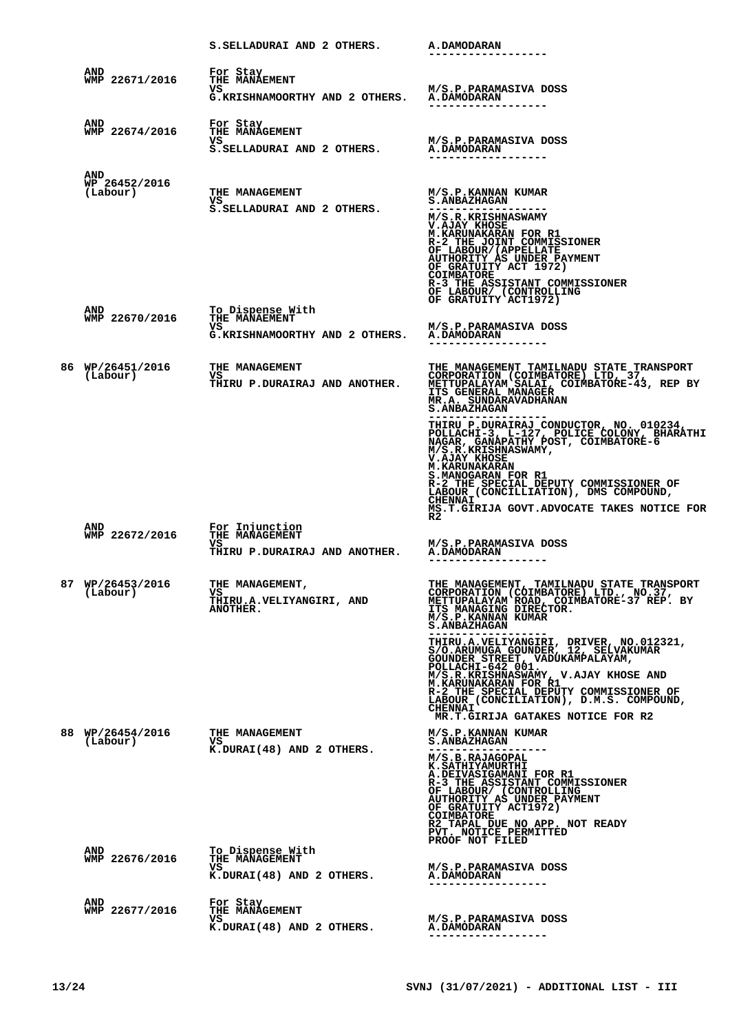| | | | |
|---|---|---|---|
| | | S.SELLADURAI AND 2 OTHERS. | A.DAMODARAN<br>------------------ |
| | AND<br>WMP 22671/2016 | For Stay<br>THE MANAEMENT<br>VS<br>G.KRISHNAMOORTHY AND 2 OTHERS. | M/S.P.PARAMASIVA DOSS<br>A.DAMODARAN<br>------------------ |
| | AND<br>WMP 22674/2016 | For Stay<br>THE MANAGEMENT<br>VS<br>S.SELLADURAI AND 2 OTHERS. | M/S.P.PARAMASIVA DOSS<br>A.DAMODARAN<br>------------------ |
| | AND<br>WP 26452/2016<br>(Labour) | THE MANAGEMENT<br>VS<br>S.SELLADURAI AND 2 OTHERS. | M/S.P.KANNAN KUMAR<br>S.ANBAZHAGAN<br>------------------<br>M/S.R.KRISHNASWAMY<br>V.AJAY KHOSE<br>M.KARUNAKARAN FOR R1<br>R-2 THE JOINT COMMISSIONER OF LABOUR/(APPELLATE AUTHORITY AS UNDER PAYMENT OF GRATUITY ACT 1972) COIMBATORE<br>R-3 THE ASSISTANT COMMISSIONER OF LABOUR/ (CONTROLLING OF GRATUITY ACT1972) |
| | AND<br>WMP 22670/2016 | To Dispense With<br>THE MANAEMENT<br>VS<br>G.KRISHNAMOORTHY AND 2 OTHERS. | M/S.P.PARAMASIVA DOSS<br>A.DAMODARAN<br>------------------ |
| 86 | WP/26451/2016<br>(Labour) | THE MANAGEMENT<br>VS<br>THIRU P.DURAIRAJ AND ANOTHER. | THE MANAGEMENT TAMILNADU STATE TRANSPORT CORPORATION (COIMBATORE) LTD, 37, METTUPALAYAM SALAI, COIMBATORE-43, REP BY ITS GENERAL MANAGER<br>MR.A. SUNDARAVADHANAN<br>S.ANBAZHAGAN<br>------------------<br>THIRU P.DURAIRAJ CONDUCTOR, NO. 010234, POLLACHI-3, L-127, POLICE COLONY, BHARATHI NAGAR, GANAPATHY POST, COIMBATORE-6<br>M/S.R.KRISHNASWAMY,<br>V.AJAY KHOSE<br>M.KARUNAKARAN<br>S.MANOGARAN FOR R1<br>R-2 THE SPECIAL DEPUTY COMMISSIONER OF LABOUR (CONCILLIATION), DMS COMPOUND, CHENNAI<br>MS.T.GIRIJA GOVT.ADVOCATE TAKES NOTICE FOR R2 |
| | AND<br>WMP 22672/2016 | For Injunction<br>THE MANAGEMENT<br>VS<br>THIRU P.DURAIRAJ AND ANOTHER. | M/S.P.PARAMASIVA DOSS<br>A.DAMODARAN<br>------------------ |
| 87 | WP/26453/2016<br>(Labour) | THE MANAGEMENT,<br>VS<br>THIRU.A.VELIYANGIRI, AND ANOTHER. | THE MANAGEMENT, TAMILNADU STATE TRANSPORT CORPORATION (COIMBATORE) LTD., NO.37, METTUPALAYAM ROAD, COIMBATORE-37 REP. BY ITS MANAGING DIRECTOR.<br>M/S.P.KANNAN KUMAR<br>S.ANBAZHAGAN<br>------------------<br>THIRU.A.VELIYANGIRI, DRIVER, NO.012321, S/O.ARUMUGA GOUNDER, 12, SELVAKUMAR GOUNDER STREET, VADUKAMPALAYAM, POLLACHI-642 001.<br>M/S.R.KRISHNASWAMY, V.AJAY KHOSE AND M.KARUNAKARAN FOR R1<br>R-2 THE SPECIAL DEPUTY COMMISSIONER OF LABOUR (CONCILIATION), D.M.S. COMPOUND, CHENNAI<br>MR.T.GIRIJA GATAKES NOTICE FOR R2 |
| 88 | WP/26454/2016<br>(Labour) | THE MANAGEMENT<br>VS<br>K.DURAI(48) AND 2 OTHERS. | M/S.P.KANNAN KUMAR<br>S.ANBAZHAGAN<br>------------------<br>M/S.B.RAJAGOPAL<br>K.SATHIYAMURTHI<br>A.DEIVASIGAMANI FOR R1<br>R-3 THE ASSISTANT COMMISSIONER OF LABOUR/ (CONTROLLING AUTHORITY AS UNDER PAYMENT OF GRATUITY ACT1972) COIMBATORE<br>R2 TAPAL DUE NO APP. NOT READY<br>PVT. NOTICE PERMITTED<br>PROOF NOT FILED |
| | AND<br>WMP 22676/2016 | To Dispense With<br>THE MANAGEMENT<br>VS<br>K.DURAI(48) AND 2 OTHERS. | M/S.P.PARAMASIVA DOSS<br>A.DAMODARAN<br>------------------ |
| | AND<br>WMP 22677/2016 | For Stay<br>THE MANAGEMENT<br>VS<br>K.DURAI(48) AND 2 OTHERS. | M/S.P.PARAMASIVA DOSS<br>A.DAMODARAN<br>------------------ |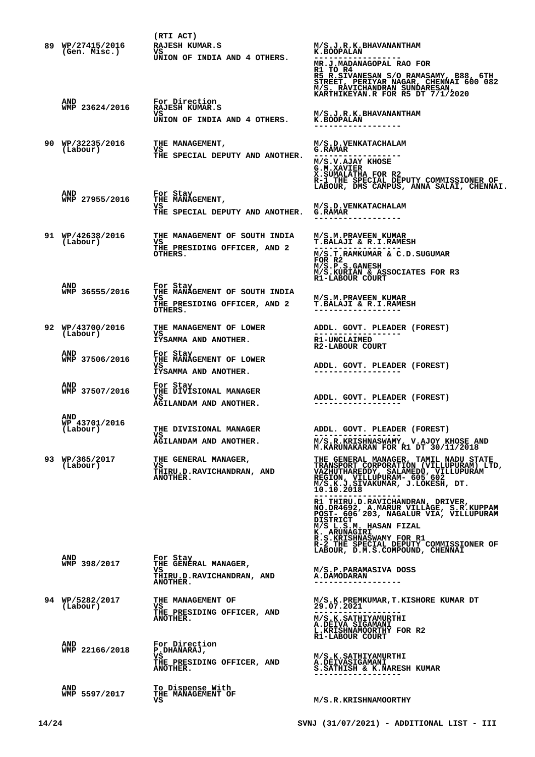| | | (RTI ACT) | |
|---|---|---|---|
| 89 | WP/27415/2016 (Gen. Misc.) | RAJESH KUMAR.S VS UNION OF INDIA AND 4 OTHERS. | M/S.J.R.K.BHAVANANTHAM K.BOOPALAN ------------------ MR.J.MADANAGOPAL RAO FOR R1 TO R4 R5 R.SIVANESAN S/O RAMASAMY, B88, 6TH STREET, PERIYAR NAGAR, CHENNAI 600 082 M/S. RAVICHANDRAN SUNDARESAN, KARTHIKEYAN.R FOR R5 DT 7/1/2020 |
| | AND WMP 23624/2016 | For Direction RAJESH KUMAR.S VS UNION OF INDIA AND 4 OTHERS. | M/S.J.R.K.BHAVANANTHAM K.BOOPALAN ------------------ |
| 90 | WP/32235/2016 (Labour) | THE MANAGEMENT, VS THE SPECIAL DEPUTY AND ANOTHER. | M/S.D.VENKATACHALAM G.RAMAR ------------------ M/S.V.AJAY KHOSE G.M.XAVIER X.SUMALATHA FOR R2 R-1 THE SPECIAL DEPUTY COMMISSIONER OF LABOUR, DMS CAMPUS, ANNA SALAI, CHENNAI. |
| | AND WMP 27955/2016 | For Stay THE MANAGEMENT, VS THE SPECIAL DEPUTY AND ANOTHER. | M/S.D.VENKATACHALAM G.RAMAR ------------------ |
| 91 | WP/42638/2016 (Labour) | THE MANAGEMENT OF SOUTH INDIA VS THE PRESIDING OFFICER, AND 2 OTHERS. | M/S.M.PRAVEEN KUMAR T.BALAJI & R.I.RAMESH ------------------ M/S.T.RAMKUMAR & C.D.SUGUMAR FOR R2 M/S.P.S.GANESH M/S.KURIAN & ASSOCIATES FOR R3 R1-LABOUR COURT |
| | AND WMP 36555/2016 | For Stay THE MANAGEMENT OF SOUTH INDIA VS THE PRESIDING OFFICER, AND 2 OTHERS. | M/S.M.PRAVEEN KUMAR T.BALAJI & R.I.RAMESH ------------------ |
| 92 | WP/43700/2016 (Labour) | THE MANAGEMENT OF LOWER VS IYSAMMA AND ANOTHER. | ADDL. GOVT. PLEADER (FOREST) ------------------ R1-UNCLAIMED R2-LABOUR COURT |
| | AND WMP 37506/2016 | For Stay THE MANAGEMENT OF LOWER VS IYSAMMA AND ANOTHER. | ADDL. GOVT. PLEADER (FOREST) ------------------ |
| | AND WMP 37507/2016 | For Stay THE DIVISIONAL MANAGER VS AGILANDAM AND ANOTHER. | ADDL. GOVT. PLEADER (FOREST) ------------------ |
| | AND WP 43701/2016 (Labour) | THE DIVISIONAL MANAGER VS AGILANDAM AND ANOTHER. | ADDL. GOVT. PLEADER (FOREST) ------------------ M/S.R.KRISHNASWAMY, V.AJOY KHOSE AND M.KARUNAKARAN FOR R1 DT 30/11/2018 |
| 93 | WP/365/2017 (Labour) | THE GENERAL MANAGER, VS THIRU.D.RAVICHANDRAN, AND ANOTHER. | THE GENERAL MANAGER, TAMIL NADU STATE TRANSPORT CORPORATION (VILLUPURAM) LTD, VAZHUTHAREDDY, SALAMEDU, VILLUPURAM REGION, VILLUPURAM- 605 602 M/S.K.J.SIVAKUMAR, J.LOKESH, DT. 10.10.2018 ------------------ R1 THIRU.D.RAVICHANDRAN, DRIVER, NO.DR4692, A.MARUR VILLAGE, S.R.KUPPAM POST- 606 203, NAGALUR VIA, VILLUPURAM DISTRICT M/S L.S.M. HASAN FIZAL K. ARUNAGIRI R.S.KRISHNASWAMY FOR R1 R-2 THE SPECIAL DEPUTY COMMISSIONER OF LABOUR, D.M.S.COMPOUND, CHENNAI |
| | AND WMP 398/2017 | For Stay THE GENERAL MANAGER, VS THIRU.D.RAVICHANDRAN, AND ANOTHER. | M/S.P.PARAMASIVA DOSS A.DAMODARAN ------------------ |
| 94 | WP/5282/2017 (Labour) | THE MANAGEMENT OF VS THE PRESIDING OFFICER, AND ANOTHER. | M/S.K.PREMKUMAR,T.KISHORE KUMAR DT 29.07.2021 ------------------ M/S.K.SATHIYAMURTHI A.DEIVA SIGAMANI L.KRISHNAMOORTHY FOR R2 R1-LABOUR COURT |
| | AND WMP 22166/2018 | For Direction P.DHANARAJ, VS THE PRESIDING OFFICER, AND ANOTHER. | M/S.K.SATHIYAMURTHI A.DEIVASIGAMANI S.SATHISH & K.NARESH KUMAR ------------------ |
| | AND WMP 5597/2017 | To Dispense With THE MANAGEMENT OF VS | M/S.R.KRISHNAMOORTHY |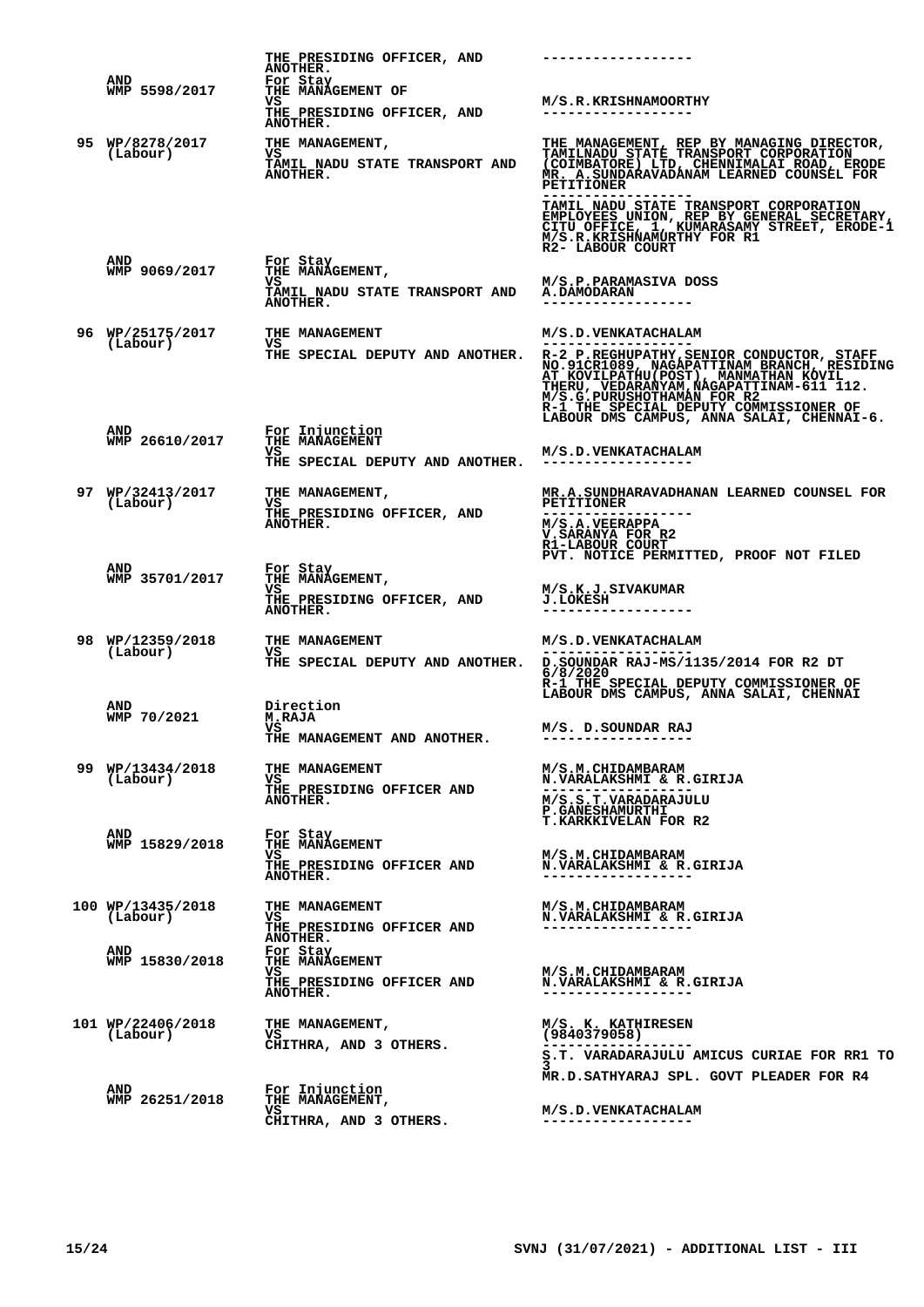| | | | |
|---|---|---|---|
| | | THE PRESIDING OFFICER, AND ANOTHER. | ------------------ |
| | AND WMP 5598/2017 | For Stay THE MANAGEMENT OF VS THE PRESIDING OFFICER, AND ANOTHER. | M/S.R.KRISHNAMOORTHY ------------------ |
| 95 | WP/8278/2017 (Labour) | THE MANAGEMENT, VS TAMIL NADU STATE TRANSPORT AND ANOTHER. | THE MANAGEMENT, REP BY MANAGING DIRECTOR, TAMILNADU STATE TRANSPORT CORPORATION (COIMBATORE) LTD, CHENNIMALAI ROAD, ERODE MR. A.SUNDARAVADANAM LEARNED COUNSEL FOR PETITIONER ------------------ TAMIL NADU STATE TRANSPORT CORPORATION EMPLOYEES UNION, REP BY GENERAL SECRETARY, CITU OFFICE, 1, KUMARASAMY STREET, ERODE-1 M/S.R.KRISHNAMURTHY FOR R1 R2- LABOUR COURT |
| | AND WMP 9069/2017 | For Stay THE MANAGEMENT, VS TAMIL NADU STATE TRANSPORT AND ANOTHER. | M/S.P.PARAMASIVA DOSS A.DAMODARAN ------------------ |
| 96 | WP/25175/2017 (Labour) | THE MANAGEMENT VS THE SPECIAL DEPUTY AND ANOTHER. | M/S.D.VENKATACHALAM ------------------ R-2 P.REGHUPATHY,SENIOR CONDUCTOR, STAFF NO.91CR1089, NAGAPATTINAM BRANCH, RESIDING AT KOVILPATHU(POST), MANMATHAN KOVIL THERU, VEDARANYAM,NAGAPATTINAM-611 112. M/S.G.PURUSHOTHAMAN FOR R2 R-1 THE SPECIAL DEPUTY COMMISSIONER OF LABOUR DMS CAMPUS, ANNA SALAI, CHENNAI-6. |
| | AND WMP 26610/2017 | For Injunction THE MANAGEMENT VS THE SPECIAL DEPUTY AND ANOTHER. | M/S.D.VENKATACHALAM ------------------ |
| 97 | WP/32413/2017 (Labour) | THE MANAGEMENT, VS THE PRESIDING OFFICER, AND ANOTHER. | MR.A.SUNDHARAVADHANAN LEARNED COUNSEL FOR PETITIONER ------------------ M/S.A.VEERAPPA V.SARANYA FOR R2 R1-LABOUR COURT PVT. NOTICE PERMITTED, PROOF NOT FILED |
| | AND WMP 35701/2017 | For Stay THE MANAGEMENT, VS THE PRESIDING OFFICER, AND ANOTHER. | M/S.K.J.SIVAKUMAR J.LOKESH ------------------ |
| 98 | WP/12359/2018 (Labour) | THE MANAGEMENT VS THE SPECIAL DEPUTY AND ANOTHER. | M/S.D.VENKATACHALAM ------------------ D.SOUNDAR RAJ-MS/1135/2014 FOR R2 DT 6/8/2020 R-1 THE SPECIAL DEPUTY COMMISSIONER OF LABOUR DMS CAMPUS, ANNA SALAI, CHENNAI |
| | AND WMP 70/2021 | Direction M.RAJA VS THE MANAGEMENT AND ANOTHER. | M/S. D.SOUNDAR RAJ ------------------ |
| 99 | WP/13434/2018 (Labour) | THE MANAGEMENT VS THE PRESIDING OFFICER AND ANOTHER. | M/S.M.CHIDAMBARAM N.VARALAKSHMI & R.GIRIJA ------------------ M/S.S.T.VARADARAJULU P.GANESHAMURTHI T.KARKKIVELAN FOR R2 |
| | AND WMP 15829/2018 | For Stay THE MANAGEMENT VS THE PRESIDING OFFICER AND ANOTHER. | M/S.M.CHIDAMBARAM N.VARALAKSHMI & R.GIRIJA ------------------ |
| 100 | WP/13435/2018 (Labour) | THE MANAGEMENT VS THE PRESIDING OFFICER AND ANOTHER. | M/S.M.CHIDAMBARAM N.VARALAKSHMI & R.GIRIJA ------------------ |
| | AND WMP 15830/2018 | For Stay THE MANAGEMENT VS THE PRESIDING OFFICER AND ANOTHER. | M/S.M.CHIDAMBARAM N.VARALAKSHMI & R.GIRIJA ------------------ |
| 101 | WP/22406/2018 (Labour) | THE MANAGEMENT, VS CHITHRA, AND 3 OTHERS. | M/S. K. KATHIRESEN (9840379058) ------------------ S.T. VARADARAJULU AMICUS CURIAE FOR RR1 TO 3 MR.D.SATHYARAJ SPL. GOVT PLEADER FOR R4 |
| | AND WMP 26251/2018 | For Injunction THE MANAGEMENT, VS CHITHRA, AND 3 OTHERS. | M/S.D.VENKATACHALAM ------------------ |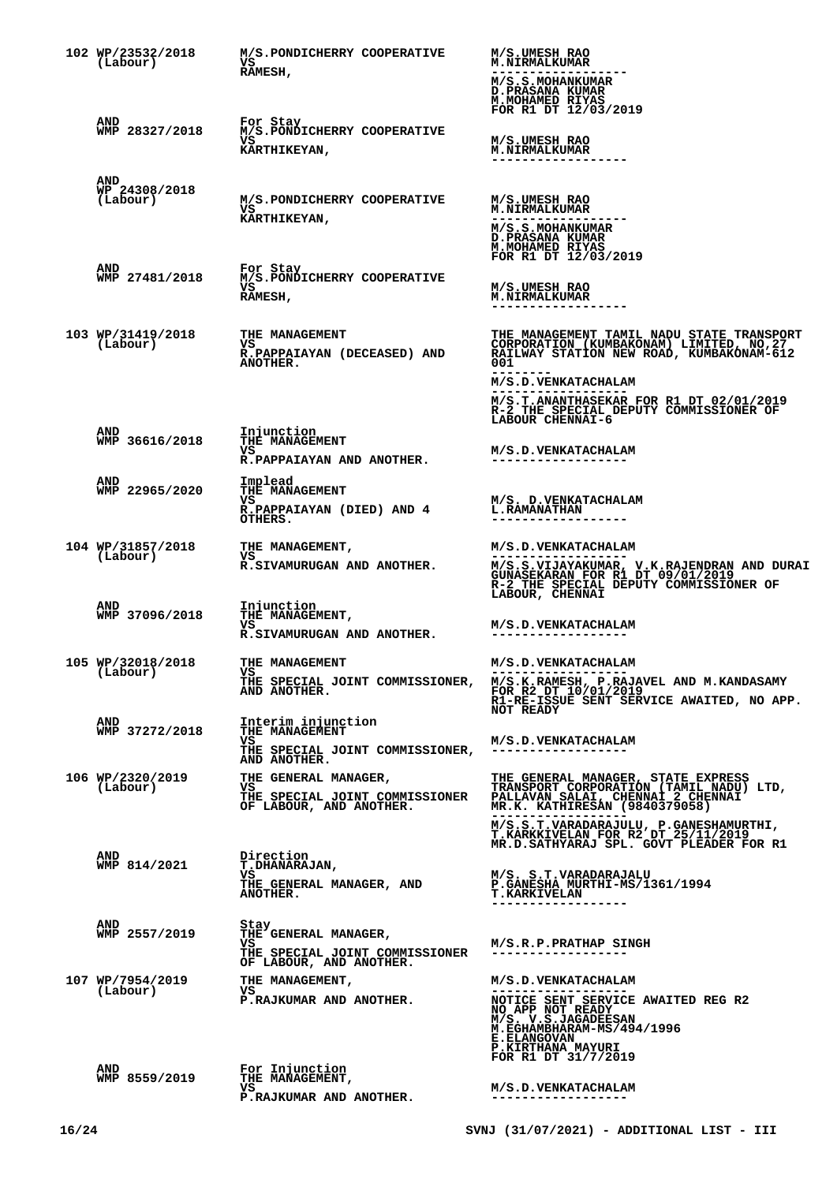| | | | |
|---|---|---|---|
| 102 | WP/23532/2018 (Labour) | M/S.PONDICHERRY COOPERATIVE VS RAMESH, | M/S.UMESH RAO M.NIRMALKUMAR ------------------ M/S.S.MOHANKUMAR D.PRASANA KUMAR M.MOHAMED RIYAS FOR R1 DT 12/03/2019 |
| | AND WMP 28327/2018 | For Stay M/S.PONDICHERRY COOPERATIVE VS KARTHIKEYAN, | M/S.UMESH RAO M.NIRMALKUMAR ------------------ |
| | AND WP 24308/2018 (Labour) | M/S.PONDICHERRY COOPERATIVE VS KARTHIKEYAN, | M/S.UMESH RAO M.NIRMALKUMAR ------------------ M/S.S.MOHANKUMAR D.PRASANA KUMAR M.MOHAMED RIYAS FOR R1 DT 12/03/2019 |
| | AND WMP 27481/2018 | For Stay M/S.PONDICHERRY COOPERATIVE VS RAMESH, | M/S.UMESH RAO M.NIRMALKUMAR ------------------ |
| 103 | WP/31419/2018 (Labour) | THE MANAGEMENT VS R.PAPPAIAYAN (DECEASED) AND ANOTHER. | THE MANAGEMENT TAMIL NADU STATE TRANSPORT CORPORATION (KUMBAKONAM) LIMITED, NO,27 RAILWAY STATION NEW ROAD, KUMBAKONAM-612 001 -------- M/S.D.VENKATACHALAM ------------------ M/S.T.ANANTHASEKAR FOR R1 DT 02/01/2019 R-2 THE SPECIAL DEPUTY COMMISSIONER OF LABOUR CHENNAI-6 |
| | AND WMP 36616/2018 | Injunction THE MANAGEMENT VS R.PAPPAIAYAN AND ANOTHER. | M/S.D.VENKATACHALAM ------------------ |
| | AND WMP 22965/2020 | Implead THE MANAGEMENT VS R.PAPPAIAYAN (DIED) AND 4 OTHERS. | M/S. D.VENKATACHALAM L.RAMANATHAN ------------------ |
| 104 | WP/31857/2018 (Labour) | THE MANAGEMENT, VS R.SIVAMURUGAN AND ANOTHER. | M/S.D.VENKATACHALAM ------------------ M/S.S.VIJAYAKUMAR, V.K.RAJENDRAN AND DURAI GUNASEKARAN FOR R1 DT 09/01/2019 R-2 THE SPECIAL DEPUTY COMMISSIONER OF LABOUR, CHENNAI |
| | AND WMP 37096/2018 | Injunction THE MANAGEMENT, VS R.SIVAMURUGAN AND ANOTHER. | M/S.D.VENKATACHALAM ------------------ |
| 105 | WP/32018/2018 (Labour) | THE MANAGEMENT VS THE SPECIAL JOINT COMMISSIONER, AND ANOTHER. | M/S.D.VENKATACHALAM ------------------ M/S.K.RAMESH, P.RAJAVEL AND M.KANDASAMY FOR R2 DT 10/01/2019 R1-RE-ISSUE SENT SERVICE AWAITED, NO APP. NOT READY |
| | AND WMP 37272/2018 | Interim injunction THE MANAGEMENT VS THE SPECIAL JOINT COMMISSIONER, AND ANOTHER. | M/S.D.VENKATACHALAM ------------------ |
| 106 | WP/2320/2019 (Labour) | THE GENERAL MANAGER, VS THE SPECIAL JOINT COMMISSIONER OF LABOUR, AND ANOTHER. | THE GENERAL MANAGER, STATE EXPRESS TRANSPORT CORPORATION (TAMIL NADU) LTD, PALLAVAN SALAI, CHENNAI 2 CHENNAI MR.K. KATHIRESAN (9840379058) ------------------ M/S.S.T.VARADARAJULU, P.GANESHAMURTHI, T.KARKKIVELAN FOR R2 DT 25/11/2019 MR.D.SATHYARAJ SPL. GOVT PLEADER FOR R1 |
| | AND WMP 814/2021 | Direction T.DHANARAJAN, VS THE GENERAL MANAGER, AND ANOTHER. | M/S. S.T.VARADARAJALU P.GANESHA MURTHI-MS/1361/1994 T.KARKIVELAN ------------------ |
| | AND WMP 2557/2019 | Stay THE GENERAL MANAGER, VS THE SPECIAL JOINT COMMISSIONER OF LABOUR, AND ANOTHER. | M/S.R.P.PRATHAP SINGH ------------------ |
| 107 | WP/7954/2019 (Labour) | THE MANAGEMENT, VS P.RAJKUMAR AND ANOTHER. | M/S.D.VENKATACHALAM ------------------ NOTICE SENT SERVICE AWAITED REG R2 NO APP NOT READY M/S. V.S.JAGADEESAN M.EGHAMBHARAM-MS/494/1996 E.ELANGOVAN P.KIRTHANA MAYURI FOR R1 DT 31/7/2019 |
| | AND WMP 8559/2019 | For Injunction THE MANAGEMENT, VS P.RAJKUMAR AND ANOTHER. | M/S.D.VENKATACHALAM ------------------ |

SVNJ (31/07/2021) - ADDITIONAL LIST - III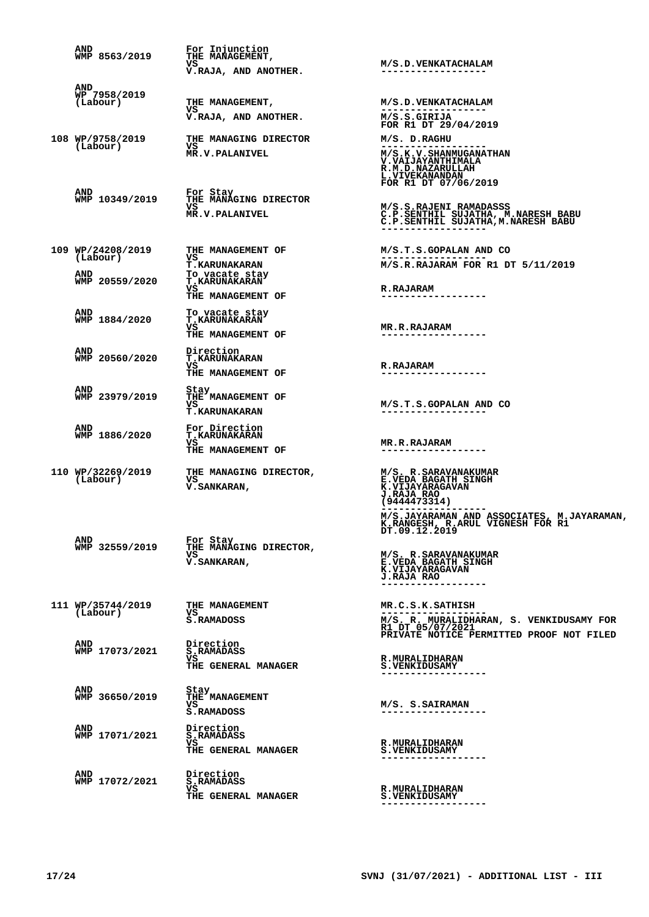| | | | |
|---|---|---|---|
| | AND WMP 8563/2019 | For Injunction THE MANAGEMENT, VS V.RAJA, AND ANOTHER. | M/S.D.VENKATACHALAM ------------------ |
| | AND WP 7958/2019 (Labour) | THE MANAGEMENT, VS V.RAJA, AND ANOTHER. | M/S.D.VENKATACHALAM ------------------ M/S.S.GIRIJA FOR R1 DT 29/04/2019 |
| 108 | WP/9758/2019 (Labour) | THE MANAGING DIRECTOR VS MR.V.PALANIVEL | M/S. D.RAGHU ------------------ M/S.K.V.SHANMUGANATHAN V.VAIJAYANTHIMALA R.M.D.NAZARULLAH L.VIVEKANANDAN FOR R1 DT 07/06/2019 |
| | AND WMP 10349/2019 | For Stay THE MANAGING DIRECTOR VS MR.V.PALANIVEL | M/S.S.RAJENI RAMADASSS C.P.SENTHIL SUJATHA, M.NARESH BABU C.P.SENTHIL SUJATHA,M.NARESH BABU ------------------ |
| 109 | WP/24208/2019 (Labour) | THE MANAGEMENT OF VS T.KARUNAKARAN | M/S.T.S.GOPALAN AND CO ------------------ M/S.R.RAJARAM FOR R1 DT 5/11/2019 |
| | AND WMP 20559/2020 | To vacate stay T.KARUNAKARAN VS THE MANAGEMENT OF | R.RAJARAM ------------------ |
| | AND WMP 1884/2020 | To vacate stay T.KARUNAKARAN VS THE MANAGEMENT OF | MR.R.RAJARAM ------------------ |
| | AND WMP 20560/2020 | Direction T.KARUNAKARAN VS THE MANAGEMENT OF | R.RAJARAM ------------------ |
| | AND WMP 23979/2019 | Stay THE MANAGEMENT OF VS T.KARUNAKARAN | M/S.T.S.GOPALAN AND CO ------------------ |
| | AND WMP 1886/2020 | For Direction T.KARUNAKARAN VS THE MANAGEMENT OF | MR.R.RAJARAM ------------------ |
| 110 | WP/32269/2019 (Labour) | THE MANAGING DIRECTOR, VS V.SANKARAN, | M/S. R.SARAVANAKUMAR E.VEDA BAGATH SINGH K.VIJAYARAGAVAN J.RAJA RAO (9444473314) ------------------ M/S.JAYARAMAN AND ASSOCIATES, M.JAYARAMAN, K.RANGESH, R.ARUL VIGNESH FOR R1 DT.09.12.2019 |
| | AND WMP 32559/2019 | For Stay THE MANAGING DIRECTOR, VS V.SANKARAN, | M/S. R.SARAVANAKUMAR E.VEDA BAGATH SINGH K.VIJAYARAGAVAN J.RAJA RAO ------------------ |
| 111 | WP/35744/2019 (Labour) | THE MANAGEMENT VS S.RAMADOSS | MR.C.S.K.SATHISH ------------------ M/S. R. MURALIDHARAN, S. VENKIDUSAMY FOR R1 DT 05/07/2021 PRIVATE NOTICE PERMITTED PROOF NOT FILED |
| | AND WMP 17073/2021 | Direction S.RAMADASS VS THE GENERAL MANAGER | R.MURALIDHARAN S.VENKIDUSAMY ------------------ |
| | AND WMP 36650/2019 | Stay THE MANAGEMENT VS S.RAMADOSS | M/S. S.SAIRAMAN ------------------ |
| | AND WMP 17071/2021 | Direction S.RAMADASS VS THE GENERAL MANAGER | R.MURALIDHARAN S.VENKIDUSAMY ------------------ |
| | AND WMP 17072/2021 | Direction S.RAMADASS VS THE GENERAL MANAGER | R.MURALIDHARAN S.VENKIDUSAMY ------------------ |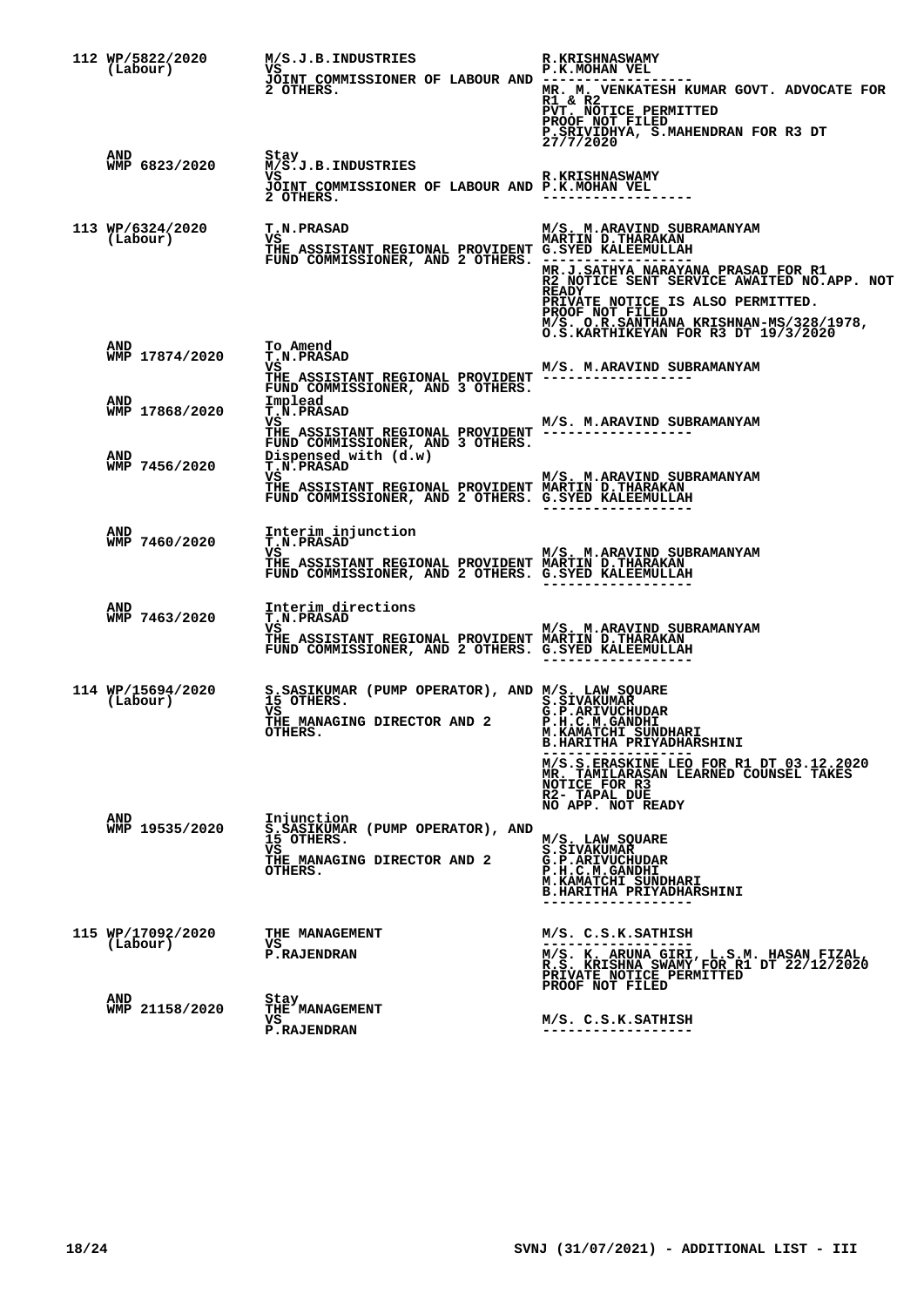| No. | Case No. | Parties | Advocates |
|---|---|---|---|
| 112 | WP/5822/2020 (Labour) | M/S.J.B.INDUSTRIES VS JOINT COMMISSIONER OF LABOUR AND 2 OTHERS. | R.KRISHNASWAMY<br>P.K.MOHAN VEL<br>------------------<br>MR. M. VENKATESH KUMAR GOVT. ADVOCATE FOR R1 & R2<br>PVT. NOTICE PERMITTED<br>PROOF NOT FILED<br>P.SRIVIDHYA, S.MAHENDRAN FOR R3 DT 27/7/2020 |
| | AND WMP 6823/2020 | Stay<br>M/S.J.B.INDUSTRIES VS JOINT COMMISSIONER OF LABOUR AND 2 OTHERS. | R.KRISHNASWAMY<br>P.K.MOHAN VEL<br>------------------ |
| 113 | WP/6324/2020 (Labour) | T.N.PRASAD VS THE ASSISTANT REGIONAL PROVIDENT FUND COMMISSIONER, AND 2 OTHERS. | M/S. M.ARAVIND SUBRAMANYAM<br>MARTIN D.THARAKAN<br>G.SYED KALEEMULLAH<br>------------------<br>MR.J.SATHYA NARAYANA PRASAD FOR R1<br>R2 NOTICE SENT SERVICE AWAITED NO.APP. NOT READY<br>PRIVATE NOTICE IS ALSO PERMITTED.<br>PROOF NOT FILED<br>M/S. O.R.SANTHANA KRISHNAN-MS/328/1978, O.S.KARTHIKEYAN FOR R3 DT 19/3/2020 |
| | AND WMP 17874/2020 | To Amend<br>T.N.PRASAD VS THE ASSISTANT REGIONAL PROVIDENT FUND COMMISSIONER, AND 3 OTHERS. | M/S. M.ARAVIND SUBRAMANYAM<br>------------------ |
| | AND WMP 17868/2020 | Implead<br>T.N.PRASAD VS THE ASSISTANT REGIONAL PROVIDENT FUND COMMISSIONER, AND 3 OTHERS. | M/S. M.ARAVIND SUBRAMANYAM<br>------------------ |
| | AND WMP 7456/2020 | Dispensed with (d.w)<br>T.N.PRASAD VS THE ASSISTANT REGIONAL PROVIDENT FUND COMMISSIONER, AND 2 OTHERS. | M/S. M.ARAVIND SUBRAMANYAM<br>MARTIN D.THARAKAN<br>G.SYED KALEEMULLAH<br>------------------ |
| | AND WMP 7460/2020 | Interim injunction<br>T.N.PRASAD VS THE ASSISTANT REGIONAL PROVIDENT FUND COMMISSIONER, AND 2 OTHERS. | M/S. M.ARAVIND SUBRAMANYAM<br>MARTIN D.THARAKAN<br>G.SYED KALEEMULLAH<br>------------------ |
| | AND WMP 7463/2020 | Interim directions<br>T.N.PRASAD VS THE ASSISTANT REGIONAL PROVIDENT FUND COMMISSIONER, AND 2 OTHERS. | M/S. M.ARAVIND SUBRAMANYAM<br>MARTIN D.THARAKAN<br>G.SYED KALEEMULLAH<br>------------------ |
| 114 | WP/15694/2020 (Labour) | S.SASIKUMAR (PUMP OPERATOR), AND 15 OTHERS. VS THE MANAGING DIRECTOR AND 2 OTHERS. | M/S. LAW SQUARE<br>S.SIVAKUMAR<br>G.P.ARIVUCHUDAR<br>P.H.C.M.GANDHI<br>M.KAMATCHI SUNDHARI<br>B.HARITHA PRIYADHARSHINI<br>------------------<br>M/S.S.ERASKINE LEO FOR R1 DT 03.12.2020<br>MR. TAMILARASAN LEARNED COUNSEL TAKES NOTICE FOR R3<br>R2- TAPAL DUE<br>NO APP. NOT READY |
| | AND WMP 19535/2020 | Injunction<br>S.SASIKUMAR (PUMP OPERATOR), AND 15 OTHERS. VS THE MANAGING DIRECTOR AND 2 OTHERS. | M/S. LAW SQUARE<br>S.SIVAKUMAR<br>G.P.ARIVUCHUDAR<br>P.H.C.M.GANDHI<br>M.KAMATCHI SUNDHARI<br>B.HARITHA PRIYADHARSHINI<br>------------------ |
| 115 | WP/17092/2020 (Labour) | THE MANAGEMENT VS P.RAJENDRAN | M/S. C.S.K.SATHISH<br>------------------<br>M/S. K. ARUNA GIRI, L.S.M. HASAN FIZAL, R.S. KRISHNA SWAMY FOR R1 DT 22/12/2020<br>PRIVATE NOTICE PERMITTED<br>PROOF NOT FILED |
| | AND WMP 21158/2020 | Stay<br>THE MANAGEMENT VS P.RAJENDRAN | M/S. C.S.K.SATHISH<br>------------------ |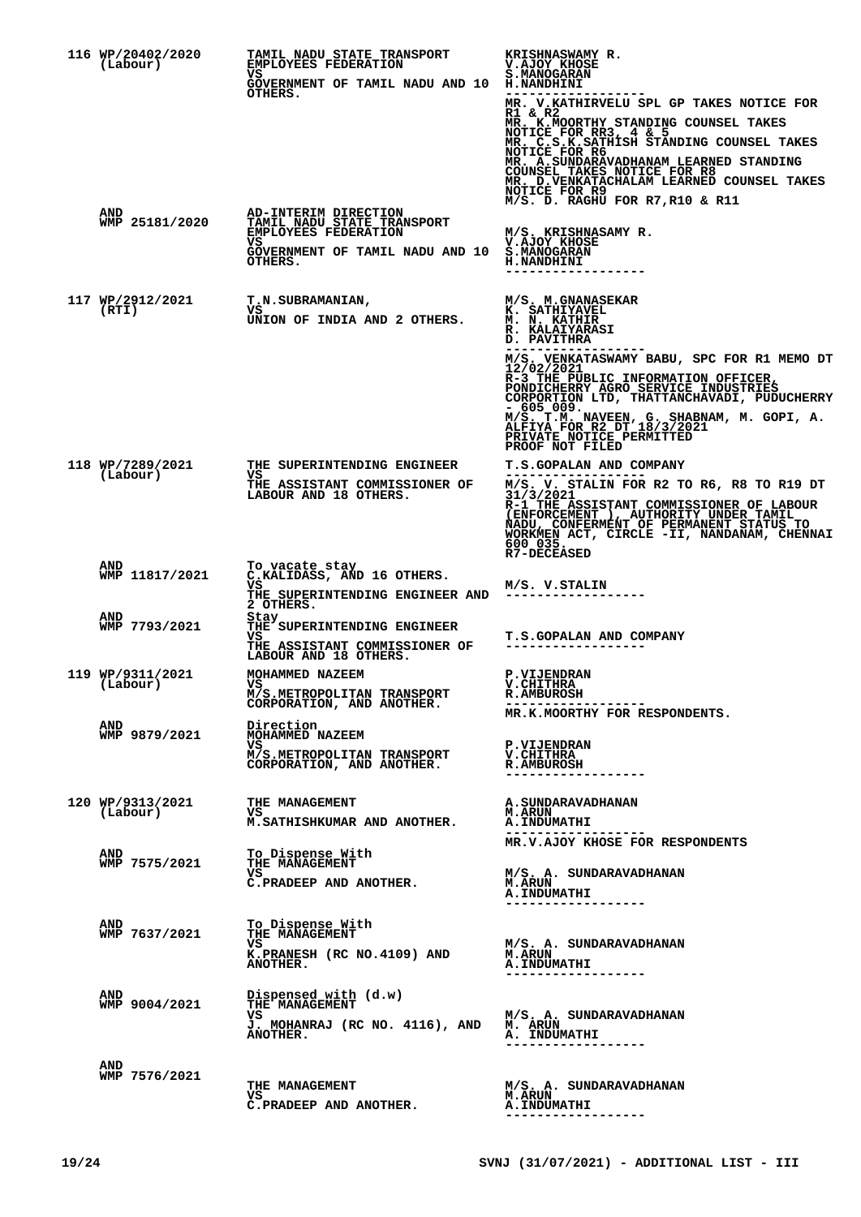| No. | Case No. | Parties | Counsel |
|---|---|---|---|
| 116 | WP/20402/2020 (Labour) | TAMIL NADU STATE TRANSPORT EMPLOYEES FEDERATION VS GOVERNMENT OF TAMIL NADU AND 10 OTHERS. | KRISHNASWAMY R. V.AJOY KHOSE S.MANOGARAN H.NANDHINI ------------------ MR. V.KATHIRVELU SPL GP TAKES NOTICE FOR R1 & R2 MR. K.MOORTHY STANDING COUNSEL TAKES NOTICE FOR RR3, 4 & 5 MR. C.S.K.SATHISH STANDING COUNSEL TAKES NOTICE FOR R6 MR. A.SUNDARAVADHANAM LEARNED STANDING COUNSEL TAKES NOTICE FOR R8 MR. D.VENKATACHALAM LEARNED COUNSEL TAKES NOTICE FOR R9 M/S. D. RAGHU FOR R7,R10 & R11 |
| | AND WMP 25181/2020 | AD-INTERIM DIRECTION TAMIL NADU STATE TRANSPORT EMPLOYEES FEDERATION VS GOVERNMENT OF TAMIL NADU AND 10 OTHERS. | M/S. KRISHNASAMY R. V.AJOY KHOSE S.MANOGARAN H.NANDHINI ------------------ |
| 117 | WP/2912/2021 (RTI) | T.N.SUBRAMANIAN, VS UNION OF INDIA AND 2 OTHERS. | M/S. M.GNANASEKAR K. SATHIYAVEL M. N. KATHIR R. KALAIYARASI D. PAVITHRA ------------------ M/S. VENKATASWAMY BABU, SPC FOR R1 MEMO DT 12/02/2021 R-3 THE PUBLIC INFORMATION OFFICER, PONDICHERRY AGRO SERVICE INDUSTRIES CORPORTION LTD, THATTANCHAVADI, PUDUCHERRY - 605 009. M/S. T.M. NAVEEN, G. SHABNAM, M. GOPI, A. ALFIYA FOR R2 DT 18/3/2021 PRIVATE NOTICE PERMITTED PROOF NOT FILED |
| 118 | WP/7289/2021 (Labour) | THE SUPERINTENDING ENGINEER VS THE ASSISTANT COMMISSIONER OF LABOUR AND 18 OTHERS. | T.S.GOPALAN AND COMPANY ------------------ M/S. V. STALIN FOR R2 TO R6, R8 TO R19 DT 31/3/2021 R-1 THE ASSISTANT COMMISSIONER OF LABOUR (ENFORCEMENT ), AUTHORITY UNDER TAMIL NADU, CONFERMENT OF PERMANENT STATUS TO WORKMEN ACT, CIRCLE -II, NANDANAM, CHENNAI 600 035. R7-DECEASED |
| | AND WMP 11817/2021 | To vacate stay C.KALIDASS, AND 16 OTHERS. VS THE SUPERINTENDING ENGINEER AND 2 OTHERS. | M/S. V.STALIN ------------------ |
| | AND WMP 7793/2021 | Stay THE SUPERINTENDING ENGINEER VS THE ASSISTANT COMMISSIONER OF LABOUR AND 18 OTHERS. | T.S.GOPALAN AND COMPANY ------------------ |
| 119 | WP/9311/2021 (Labour) | MOHAMMED NAZEEM VS M/S.METROPOLITAN TRANSPORT CORPORATION, AND ANOTHER. | P.VIJENDRAN V.CHITHRA R.AMBUROSH ------------------ MR.K.MOORTHY FOR RESPONDENTS. |
| | AND WMP 9879/2021 | Direction MOHAMMED NAZEEM VS M/S.METROPOLITAN TRANSPORT CORPORATION, AND ANOTHER. | P.VIJENDRAN V.CHITHRA R.AMBUROSH ------------------ |
| 120 | WP/9313/2021 (Labour) | THE MANAGEMENT VS M.SATHISHKUMAR AND ANOTHER. | A.SUNDARAVADHANAN M.ARUN A.INDUMATHI ------------------ MR.V.AJOY KHOSE FOR RESPONDENTS |
| | AND WMP 7575/2021 | To Dispense With THE MANAGEMENT VS C.PRADEEP AND ANOTHER. | M/S. A. SUNDARAVADHANAN M.ARUN A.INDUMATHI ------------------ |
| | AND WMP 7637/2021 | To Dispense With THE MANAGEMENT VS K.PRANESH (RC NO.4109) AND ANOTHER. | M/S. A. SUNDARAVADHANAN M.ARUN A.INDUMATHI ------------------ |
| | AND WMP 9004/2021 | Dispensed with (d.w) THE MANAGEMENT VS J. MOHANRAJ (RC NO. 4116), AND ANOTHER. | M/S. A. SUNDARAVADHANAN M. ARUN A. INDUMATHI ------------------ |
| | AND WMP 7576/2021 | THE MANAGEMENT VS C.PRADEEP AND ANOTHER. | M/S. A. SUNDARAVADHANAN M.ARUN A.INDUMATHI ------------------ |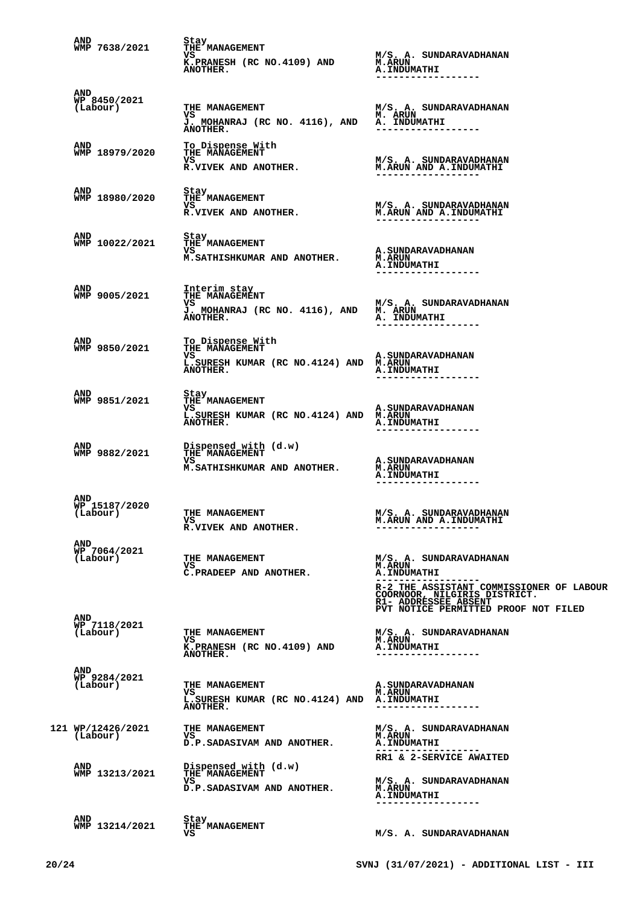| | | | |
|---|---|---|---|
| | AND WMP 7638/2021 | Stay THE MANAGEMENT VS K.PRANESH (RC NO.4109) AND ANOTHER. | M/S. A. SUNDARAVADHANAN M.ARUN A.INDUMATHI ------------------ |
| | AND WP 8450/2021 (Labour) | THE MANAGEMENT VS J. MOHANRAJ (RC NO. 4116), AND ANOTHER. | M/S. A. SUNDARAVADHANAN M. ARUN A. INDUMATHI ------------------ |
| | AND WMP 18979/2020 | To Dispense With THE MANAGEMENT VS R.VIVEK AND ANOTHER. | M/S. A. SUNDARAVADHANAN M.ARUN AND A.INDUMATHI ------------------ |
| | AND WMP 18980/2020 | Stay THE MANAGEMENT VS R.VIVEK AND ANOTHER. | M/S. A. SUNDARAVADHANAN M.ARUN AND A.INDUMATHI ------------------ |
| | AND WMP 10022/2021 | Stay THE MANAGEMENT VS M.SATHISHKUMAR AND ANOTHER. | A.SUNDARAVADHANAN M.ARUN A.INDUMATHI ------------------ |
| | AND WMP 9005/2021 | Interim stay THE MANAGEMENT VS J. MOHANRAJ (RC NO. 4116), AND ANOTHER. | M/S. A. SUNDARAVADHANAN M. ARUN A. INDUMATHI ------------------ |
| | AND WMP 9850/2021 | To Dispense With THE MANAGEMENT VS L.SURESH KUMAR (RC NO.4124) AND ANOTHER. | A.SUNDARAVADHANAN M.ARUN A.INDUMATHI ------------------ |
| | AND WMP 9851/2021 | Stay THE MANAGEMENT VS L.SURESH KUMAR (RC NO.4124) AND ANOTHER. | A.SUNDARAVADHANAN M.ARUN A.INDUMATHI ------------------ |
| | AND WMP 9882/2021 | Dispensed with (d.w) THE MANAGEMENT VS M.SATHISHKUMAR AND ANOTHER. | A.SUNDARAVADHANAN M.ARUN A.INDUMATHI ------------------ |
| | AND WP 15187/2020 (Labour) | THE MANAGEMENT VS R.VIVEK AND ANOTHER. | M/S. A. SUNDARAVADHANAN M.ARUN AND A.INDUMATHI ------------------ |
| | AND WP 7064/2021 (Labour) | THE MANAGEMENT VS C.PRADEEP AND ANOTHER. | M/S. A. SUNDARAVADHANAN M.ARUN A.INDUMATHI ------------------ R-2 THE ASSISTANT COMMISSIONER OF LABOUR COORNOOR, NILGIRIS DISTRICT. R1- ADDRESSEE ABSENT PVT NOTICE PERMITTED PROOF NOT FILED |
| | AND WP 7118/2021 (Labour) | THE MANAGEMENT VS K.PRANESH (RC NO.4109) AND ANOTHER. | M/S. A. SUNDARAVADHANAN M.ARUN A.INDUMATHI ------------------ |
| | AND WP 9284/2021 (Labour) | THE MANAGEMENT VS L.SURESH KUMAR (RC NO.4124) AND ANOTHER. | A.SUNDARAVADHANAN M.ARUN A.INDUMATHI ------------------ |
| 121 | WP/12426/2021 (Labour) | THE MANAGEMENT VS D.P.SADASIVAM AND ANOTHER. | M/S. A. SUNDARAVADHANAN M.ARUN A.INDUMATHI ------------------ RR1 & 2-SERVICE AWAITED |
| | AND WMP 13213/2021 | Dispensed with (d.w) THE MANAGEMENT VS D.P.SADASIVAM AND ANOTHER. | M/S. A. SUNDARAVADHANAN M.ARUN A.INDUMATHI ------------------ |
| | AND WMP 13214/2021 | Stay THE MANAGEMENT VS | M/S. A. SUNDARAVADHANAN |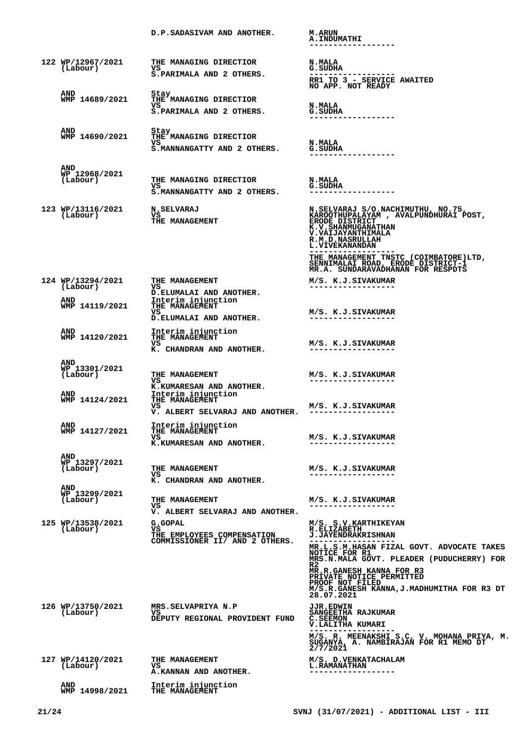| | | D.P.SADASIVAM AND ANOTHER. | M.ARUN<br>A.INDUMATHI<br>------------------ |
|---|---|---|---|
| 122 | WP/12967/2021<br>(Labour) | THE MANAGING DIRECTIOR<br>VS<br>S.PARIMALA AND 2 OTHERS. | N.MALA<br>G.SUDHA<br>------------------<br>RR1 TO 3 - SERVICE AWAITED<br>NO APP. NOT READY |
| | AND<br>WMP 14689/2021 | Stay<br>THE MANAGING DIRECTIOR<br>VS<br>S.PARIMALA AND 2 OTHERS. | N.MALA<br>G.SUDHA<br>------------------ |
| | AND<br>WMP 14690/2021 | Stay<br>THE MANAGING DIRECTIOR<br>VS<br>S.MANNANGATTY AND 2 OTHERS. | N.MALA<br>G.SUDHA<br>------------------ |
| | AND<br>WP 12968/2021<br>(Labour) | THE MANAGING DIRECTIOR<br>VS<br>S.MANNANGATTY AND 2 OTHERS. | N.MALA<br>G.SUDHA<br>------------------ |
| 123 | WP/13116/2021<br>(Labour) | N.SELVARAJ<br>VS<br>THE MANAGEMENT | N.SELVARAJ S/O.NACHIMUTHU, NO.75, KAROOTHUPALAYAM , AVALPUNDHURAI POST, ERODE DISTRICT<br>K.V.SHANMUGANATHAN<br>V.VAIJAYANTHIMALA<br>R.M.D.NASRULLAH<br>L.VIVEKANANDAN<br>------------------<br>THE MANAGEMENT TNSTC (COIMBATORE)LTD, SENNIMALAI ROAD, ERODE DISTRICT-1<br>MR.A. SUNDARAVADHANAN FOR RESPDTS |
| 124 | WP/13294/2021<br>(Labour) | THE MANAGEMENT<br>VS<br>D.ELUMALAI AND ANOTHER. | M/S. K.J.SIVAKUMAR<br>------------------ |
| | AND<br>WMP 14119/2021 | Interim injunction<br>THE MANAGEMENT<br>VS<br>D.ELUMALAI AND ANOTHER. | M/S. K.J.SIVAKUMAR<br>------------------ |
| | AND<br>WMP 14120/2021 | Interim injunction<br>THE MANAGEMENT<br>VS<br>K. CHANDRAN AND ANOTHER. | M/S. K.J.SIVAKUMAR<br>------------------ |
| | AND<br>WP 13301/2021<br>(Labour) | THE MANAGEMENT<br>VS<br>K.KUMARESAN AND ANOTHER. | M/S. K.J.SIVAKUMAR<br>------------------ |
| | AND<br>WMP 14124/2021 | Interim injunction<br>THE MANAGEMENT<br>VS<br>V. ALBERT SELVARAJ AND ANOTHER. | M/S. K.J.SIVAKUMAR<br>------------------ |
| | AND<br>WMP 14127/2021 | Interim injunction<br>THE MANAGEMENT<br>VS<br>K.KUMARESAN AND ANOTHER. | M/S. K.J.SIVAKUMAR<br>------------------ |
| | AND<br>WP 13297/2021<br>(Labour) | THE MANAGEMENT<br>VS<br>K. CHANDRAN AND ANOTHER. | M/S. K.J.SIVAKUMAR<br>------------------ |
| | AND<br>WP 13299/2021<br>(Labour) | THE MANAGEMENT<br>VS<br>V. ALBERT SELVARAJ AND ANOTHER. | M/S. K.J.SIVAKUMAR<br>------------------ |
| 125 | WP/13538/2021<br>(Labour) | G.GOPAL<br>VS<br>THE EMPLOYEES COMPENSATION COMMISSIONER II/ AND 2 OTHERS. | M/S. S.V.KARTHIKEYAN<br>R.ELIZABETH<br>J.JAYENDRAKRISHNAN<br>------------------<br>MR.L.S.M.HASAN FIZAL GOVT. ADVOCATE TAKES NOTICE FOR R1<br>MRS.N.MALA GOVT. PLEADER (PUDUCHERRY) FOR R2<br>MR.R.GANESH KANNA FOR R3<br>PRIVATE NOTICE PERMITTED<br>PROOF NOT FILED<br>M/S.R.GANESH KANNA,J.MADHUMITHA FOR R3 DT 28.07.2021 |
| 126 | WP/13750/2021<br>(Labour) | MRS.SELVAPRIYA N.P<br>VS<br>DEPUTY REGIONAL PROVIDENT FUND | JJR.EDWIN<br>SANGEETHA RAJKUMAR<br>C.SEEMON<br>V.LALITHA KUMARI<br>------------------<br>M/S. R. MEENAKSHI S.C, V. MOHANA PRIYA, M. SUGANYA, A. NAMBIRAJAN FOR R1 MEMO DT 2/7/2021 |
| 127 | WP/14120/2021<br>(Labour) | THE MANAGEMENT<br>VS<br>A.KANNAN AND ANOTHER. | M/S. D.VENKATACHALAM<br>L.RAMANATHAN<br>------------------ |
| | AND<br>WMP 14998/2021 | Interim injunction<br>THE MANAGEMENT | |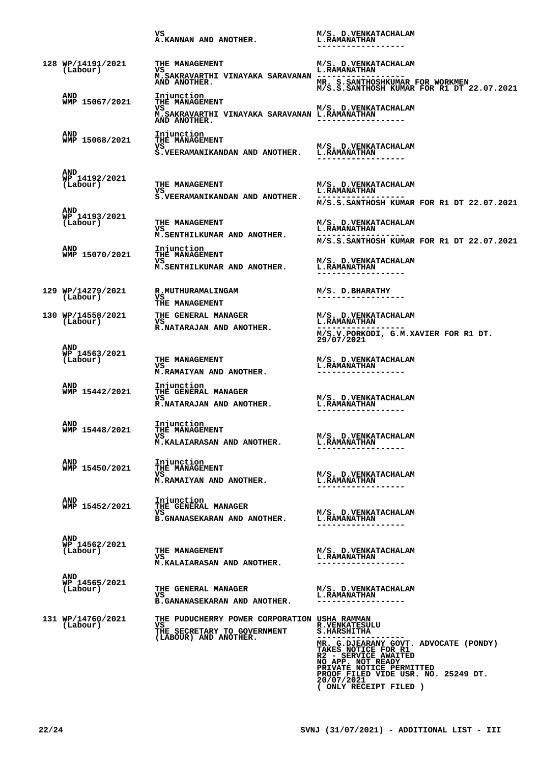| | | | |
|---|---|---|---|
| | | VS<br>A.KANNAN AND ANOTHER. | M/S. D.VENKATACHALAM<br>L.RAMANATHAN<br>------------------ |
| 128 | WP/14191/2021<br>(Labour) | THE MANAGEMENT<br>VS<br>M.SAKRAVARTHI VINAYAKA SARAVANAN<br>AND ANOTHER. | M/S. D.VENKATACHALAM<br>L.RAMANATHAN<br>------------------<br>MR. S.SANTHOSHKUMAR FOR WORKMEN<br>M/S.S.SANTHOSH KUMAR FOR R1 DT 22.07.2021 |
| | AND<br>WMP 15067/2021 | Injunction<br>THE MANAGEMENT<br>VS<br>M.SAKRAVARTHI VINAYAKA SARAVANAN<br>AND ANOTHER. | M/S. D.VENKATACHALAM<br>L.RAMANATHAN<br>------------------ |
| | AND<br>WMP 15068/2021 | Injunction<br>THE MANAGEMENT<br>VS<br>S.VEERAMANIKANDAN AND ANOTHER. | M/S. D.VENKATACHALAM<br>L.RAMANATHAN<br>------------------ |
| | AND<br>WP 14192/2021<br>(Labour) | THE MANAGEMENT<br>VS<br>S.VEERAMANIKANDAN AND ANOTHER. | M/S. D.VENKATACHALAM<br>L.RAMANATHAN<br>------------------<br>M/S.S.SANTHOSH KUMAR FOR R1 DT 22.07.2021 |
| | AND<br>WP 14193/2021<br>(Labour) | THE MANAGEMENT<br>VS<br>M.SENTHILKUMAR AND ANOTHER. | M/S. D.VENKATACHALAM<br>L.RAMANATHAN<br>------------------<br>M/S.S.SANTHOSH KUMAR FOR R1 DT 22.07.2021 |
| | AND<br>WMP 15070/2021 | Injunction<br>THE MANAGEMENT<br>VS<br>M.SENTHILKUMAR AND ANOTHER. | M/S. D.VENKATACHALAM<br>L.RAMANATHAN<br>------------------ |
| 129 | WP/14279/2021<br>(Labour) | R.MUTHURAMALINGAM<br>VS<br>THE MANAGEMENT | M/S. D.BHARATHY<br>------------------ |
| 130 | WP/14558/2021<br>(Labour) | THE GENERAL MANAGER<br>VS<br>R.NATARAJAN AND ANOTHER. | M/S. D.VENKATACHALAM<br>L.RAMANATHAN<br>------------------<br>M/S.V.PORKODI, G.M.XAVIER FOR R1 DT. 29/07/2021 |
| | AND<br>WP 14563/2021<br>(Labour) | THE MANAGEMENT<br>VS<br>M.RAMAIYAN AND ANOTHER. | M/S. D.VENKATACHALAM<br>L.RAMANATHAN<br>------------------ |
| | AND<br>WMP 15442/2021 | Injunction<br>THE GENERAL MANAGER<br>VS<br>R.NATARAJAN AND ANOTHER. | M/S. D.VENKATACHALAM<br>L.RAMANATHAN<br>------------------ |
| | AND<br>WMP 15448/2021 | Injunction<br>THE MANAGEMENT<br>VS<br>M.KALAIARASAN AND ANOTHER. | M/S. D.VENKATACHALAM<br>L.RAMANATHAN<br>------------------ |
| | AND<br>WMP 15450/2021 | Injunction<br>THE MANAGEMENT<br>VS<br>M.RAMAIYAN AND ANOTHER. | M/S. D.VENKATACHALAM<br>L.RAMANATHAN<br>------------------ |
| | AND<br>WMP 15452/2021 | Injunction<br>THE GENERAL MANAGER<br>VS<br>B.GNANASEKARAN AND ANOTHER. | M/S. D.VENKATACHALAM<br>L.RAMANATHAN<br>------------------ |
| | AND<br>WP 14562/2021<br>(Labour) | THE MANAGEMENT<br>VS<br>M.KALAIARASAN AND ANOTHER. | M/S. D.VENKATACHALAM<br>L.RAMANATHAN<br>------------------ |
| | AND<br>WP 14565/2021<br>(Labour) | THE GENERAL MANAGER<br>VS<br>B.GANANASEKARAN AND ANOTHER. | M/S. D.VENKATACHALAM<br>L.RAMANATHAN<br>------------------ |
| 131 | WP/14760/2021<br>(Labour) | THE PUDUCHERRY POWER CORPORATION<br>VS<br>THE SECRETARY TO GOVERNMENT<br>(LABOUR) AND ANOTHER. | USHA RAMMAN<br>R.VENKATESULU<br>S.HARSHITHA<br>------------------<br>MR. G.DJEARANY GOVT. ADVOCATE (PONDY)<br>TAKES NOTICE FOR R1<br>R2 - SERVICE AWAITED<br>NO APP. NOT READY<br>PRIVATE NOTICE PERMITTED<br>PROOF FILED VIDE USR. NO. 25249 DT. 20/07/2021<br>( ONLY RECEIPT FILED ) |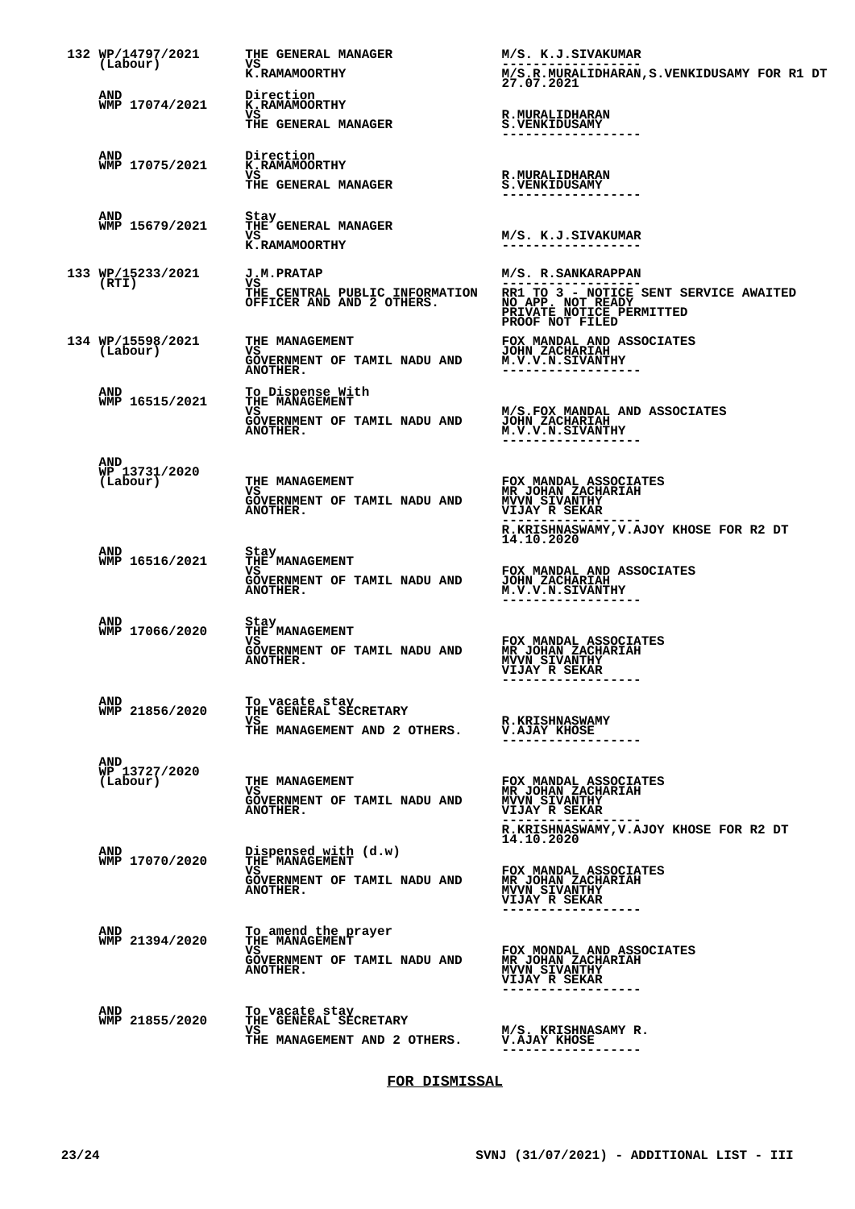| | | | |
|---|---|---|---|
| 132 | WP/14797/2021 (Labour) | THE GENERAL MANAGER VS K.RAMAMOORTHY | M/S. K.J.SIVAKUMAR ------------------ M/S.R.MURALIDHARAN,S.VENKIDUSAMY FOR R1 DT 27.07.2021 |
| | AND WMP 17074/2021 | Direction K.RAMAMOORTHY VS THE GENERAL MANAGER | R.MURALIDHARAN S.VENKIDUSAMY ------------------ |
| | AND WMP 17075/2021 | Direction K.RAMAMOORTHY VS THE GENERAL MANAGER | R.MURALIDHARAN S.VENKIDUSAMY ------------------ |
| | AND WMP 15679/2021 | Stay THE GENERAL MANAGER VS K.RAMAMOORTHY | M/S. K.J.SIVAKUMAR ------------------ |
| 133 | WP/15233/2021 (RTI) | J.M.PRATAP VS THE CENTRAL PUBLIC INFORMATION OFFICER AND AND 2 OTHERS. | M/S. R.SANKARAPPAN ------------------ RR1 TO 3 - NOTICE SENT SERVICE AWAITED NO APP. NOT READY PRIVATE NOTICE PERMITTED PROOF NOT FILED |
| 134 | WP/15598/2021 (Labour) | THE MANAGEMENT VS GOVERNMENT OF TAMIL NADU AND ANOTHER. | FOX MANDAL AND ASSOCIATES JOHN ZACHARIAH M.V.V.N.SIVANTHY ------------------ |
| | AND WMP 16515/2021 | To Dispense With THE MANAGEMENT VS GOVERNMENT OF TAMIL NADU AND ANOTHER. | M/S.FOX MANDAL AND ASSOCIATES JOHN ZACHARIAH M.V.V.N.SIVANTHY ------------------ |
| | AND WP 13731/2020 (Labour) | THE MANAGEMENT VS GOVERNMENT OF TAMIL NADU AND ANOTHER. | FOX MANDAL ASSOCIATES MR JOHAN ZACHARIAH MVVN SIVANTHY VIJAY R SEKAR ------------------ R.KRISHNASWAMY,V.AJOY KHOSE FOR R2 DT 14.10.2020 |
| | AND WMP 16516/2021 | Stay THE MANAGEMENT VS GOVERNMENT OF TAMIL NADU AND ANOTHER. | FOX MANDAL AND ASSOCIATES JOHN ZACHARIAH M.V.V.N.SIVANTHY ------------------ |
| | AND WMP 17066/2020 | Stay THE MANAGEMENT VS GOVERNMENT OF TAMIL NADU AND ANOTHER. | FOX MANDAL ASSOCIATES MR JOHAN ZACHARIAH MVVN SIVANTHY VIJAY R SEKAR ------------------ |
| | AND WMP 21856/2020 | To vacate stay THE GENERAL SECRETARY VS THE MANAGEMENT AND 2 OTHERS. | R.KRISHNASWAMY V.AJAY KHOSE ------------------ |
| | AND WP 13727/2020 (Labour) | THE MANAGEMENT VS GOVERNMENT OF TAMIL NADU AND ANOTHER. | FOX MANDAL ASSOCIATES MR JOHAN ZACHARIAH MVVN SIVANTHY VIJAY R SEKAR ------------------ R.KRISHNASWAMY,V.AJOY KHOSE FOR R2 DT 14.10.2020 |
| | AND WMP 17070/2020 | Dispensed with (d.w) THE MANAGEMENT VS GOVERNMENT OF TAMIL NADU AND ANOTHER. | FOX MANDAL ASSOCIATES MR JOHAN ZACHARIAH MVVN SIVANTHY VIJAY R SEKAR ------------------ |
| | AND WMP 21394/2020 | To amend the prayer THE MANAGEMENT VS GOVERNMENT OF TAMIL NADU AND ANOTHER. | FOX MONDAL AND ASSOCIATES MR JOHAN ZACHARIAH MVVN SIVANTHY VIJAY R SEKAR ------------------ |
| | AND WMP 21855/2020 | To vacate stay THE GENERAL SECRETARY VS THE MANAGEMENT AND 2 OTHERS. | M/S. KRISHNASAMY R. V.AJAY KHOSE ------------------ |

**FOR DISMISSAL**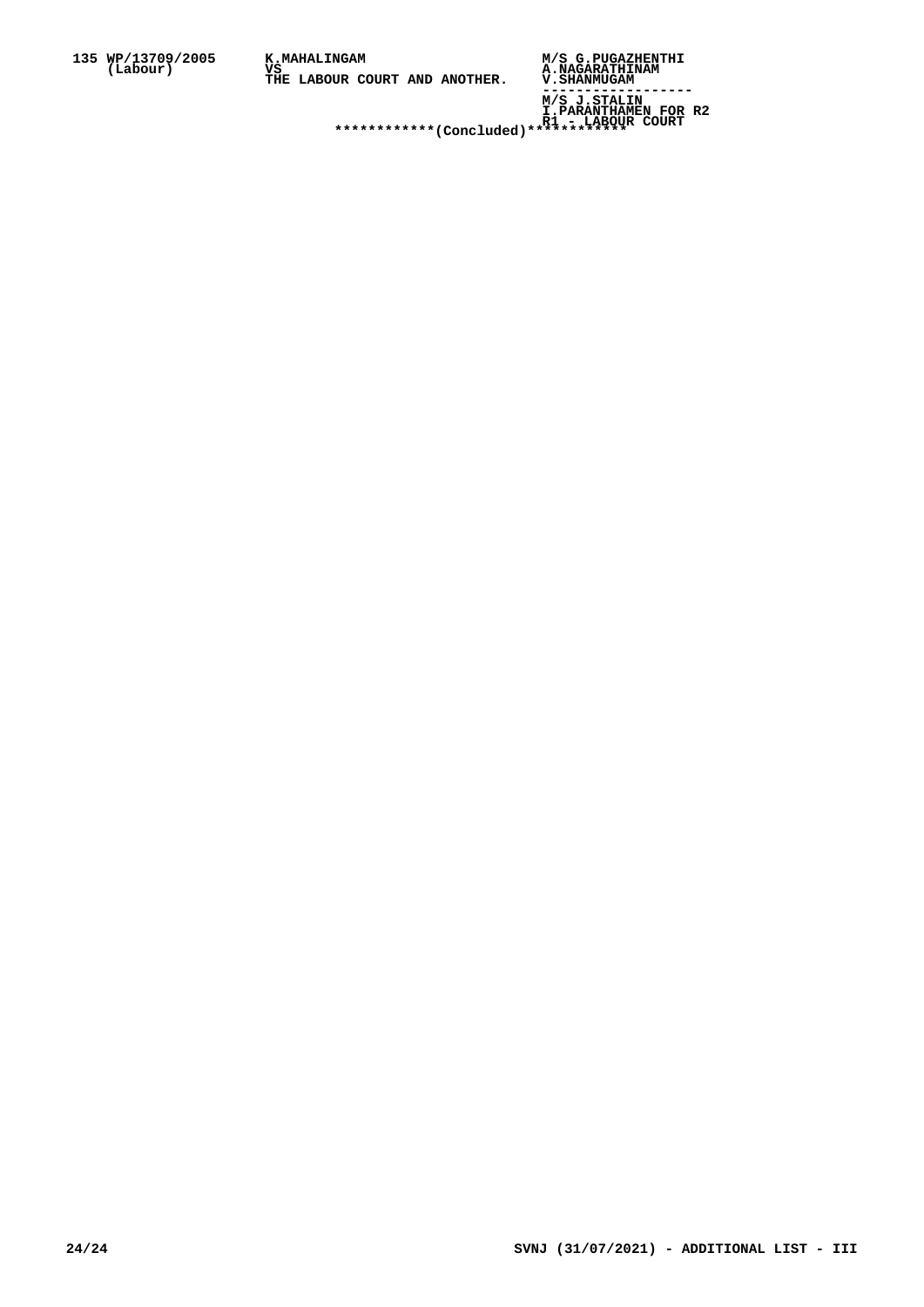| | | | |
|---|---|---|---|
| 135 | WP/13709/2005 (Labour) | K.MAHALINGAM VS THE LABOUR COURT AND ANOTHER. | M/S G.PUGAZHENTHI A.NAGARATHINAM V.SHANMUGAM ------------------ M/S J.STALIN I.PARANTHAMEN FOR R2 R1 - LABOUR COURT |

************(Concluded)************

SVNJ (31/07/2021) - ADDITIONAL LIST - III